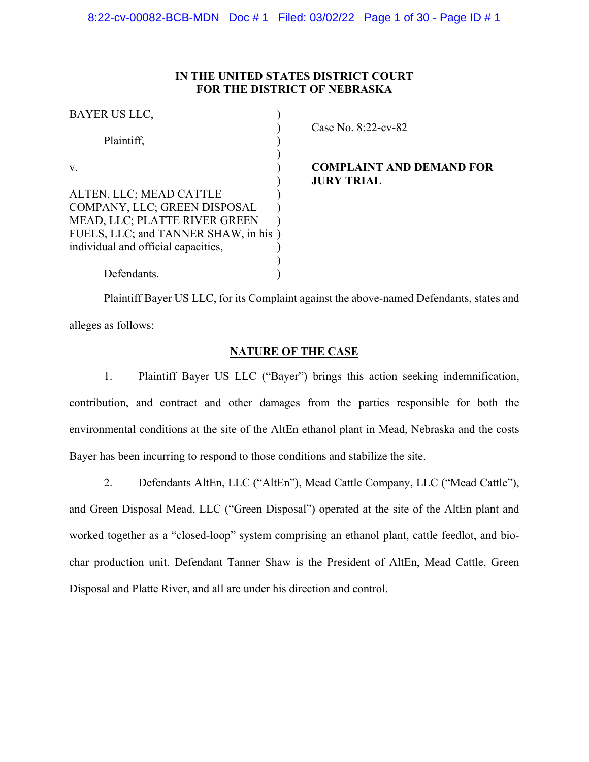**IN THE UNITED STATES DISTRICT COURT**
**FOR THE DISTRICT OF NEBRASKA**

| | |
|---|---|
| BAYER US LLC,<br><br>Plaintiff,<br><br>v.<br><br>ALTEN, LLC; MEAD CATTLE COMPANY, LLC; GREEN DISPOSAL MEAD, LLC; PLATTE RIVER GREEN FUELS, LLC; and TANNER SHAW, in his individual and official capacities,<br><br>Defendants. | Case No. 8:22-cv-82<br><br>**COMPLAINT AND DEMAND FOR JURY TRIAL** |

Plaintiff Bayer US LLC, for its Complaint against the above-named Defendants, states and alleges as follows:

## NATURE OF THE CASE

1. Plaintiff Bayer US LLC ("Bayer") brings this action seeking indemnification, contribution, and contract and other damages from the parties responsible for both the environmental conditions at the site of the AltEn ethanol plant in Mead, Nebraska and the costs Bayer has been incurring to respond to those conditions and stabilize the site.

2. Defendants AltEn, LLC ("AltEn"), Mead Cattle Company, LLC ("Mead Cattle"), and Green Disposal Mead, LLC ("Green Disposal") operated at the site of the AltEn plant and worked together as a "closed-loop" system comprising an ethanol plant, cattle feedlot, and bio-char production unit. Defendant Tanner Shaw is the President of AltEn, Mead Cattle, Green Disposal and Platte River, and all are under his direction and control.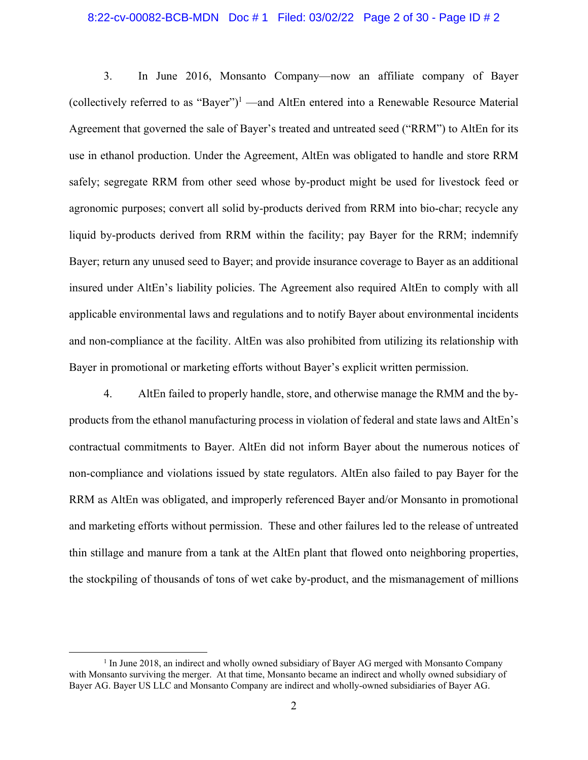3. In June 2016, Monsanto Company—now an affiliate company of Bayer (collectively referred to as "Bayer")[1] —and AltEn entered into a Renewable Resource Material Agreement that governed the sale of Bayer's treated and untreated seed ("RRM") to AltEn for its use in ethanol production. Under the Agreement, AltEn was obligated to handle and store RRM safely; segregate RRM from other seed whose by-product might be used for livestock feed or agronomic purposes; convert all solid by-products derived from RRM into bio-char; recycle any liquid by-products derived from RRM within the facility; pay Bayer for the RRM; indemnify Bayer; return any unused seed to Bayer; and provide insurance coverage to Bayer as an additional insured under AltEn's liability policies. The Agreement also required AltEn to comply with all applicable environmental laws and regulations and to notify Bayer about environmental incidents and non-compliance at the facility. AltEn was also prohibited from utilizing its relationship with Bayer in promotional or marketing efforts without Bayer's explicit written permission.

4. AltEn failed to properly handle, store, and otherwise manage the RMM and the by-products from the ethanol manufacturing process in violation of federal and state laws and AltEn's contractual commitments to Bayer. AltEn did not inform Bayer about the numerous notices of non-compliance and violations issued by state regulators. AltEn also failed to pay Bayer for the RRM as AltEn was obligated, and improperly referenced Bayer and/or Monsanto in promotional and marketing efforts without permission. These and other failures led to the release of untreated thin stillage and manure from a tank at the AltEn plant that flowed onto neighboring properties, the stockpiling of thousands of tons of wet cake by-product, and the mismanagement of millions

---

[1] In June 2018, an indirect and wholly owned subsidiary of Bayer AG merged with Monsanto Company with Monsanto surviving the merger. At that time, Monsanto became an indirect and wholly owned subsidiary of Bayer AG. Bayer US LLC and Monsanto Company are indirect and wholly-owned subsidiaries of Bayer AG.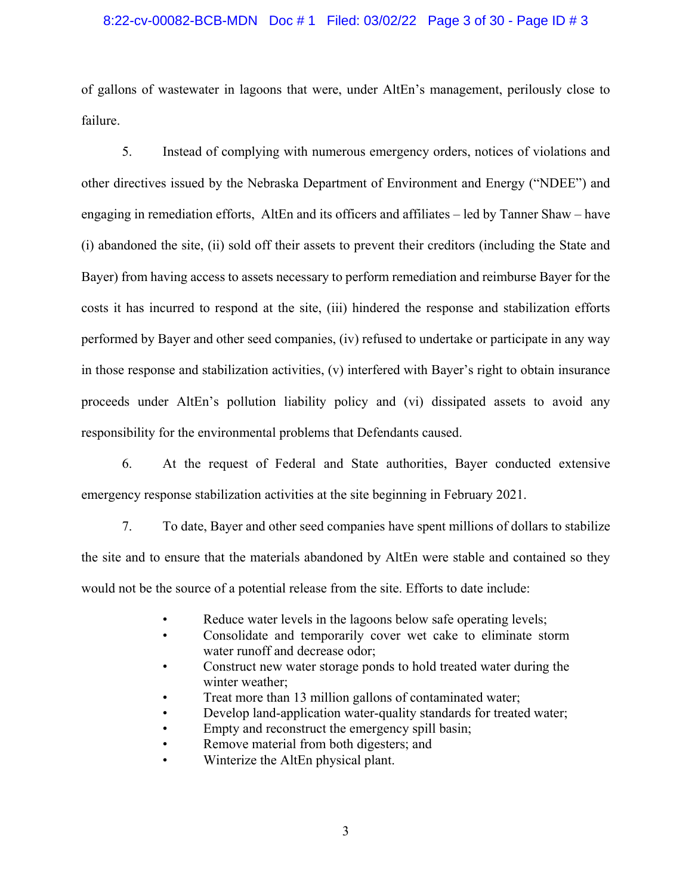of gallons of wastewater in lagoons that were, under AltEn's management, perilously close to failure.

5. Instead of complying with numerous emergency orders, notices of violations and other directives issued by the Nebraska Department of Environment and Energy ("NDEE") and engaging in remediation efforts, AltEn and its officers and affiliates – led by Tanner Shaw – have (i) abandoned the site, (ii) sold off their assets to prevent their creditors (including the State and Bayer) from having access to assets necessary to perform remediation and reimburse Bayer for the costs it has incurred to respond at the site, (iii) hindered the response and stabilization efforts performed by Bayer and other seed companies, (iv) refused to undertake or participate in any way in those response and stabilization activities, (v) interfered with Bayer's right to obtain insurance proceeds under AltEn's pollution liability policy and (vi) dissipated assets to avoid any responsibility for the environmental problems that Defendants caused.

6. At the request of Federal and State authorities, Bayer conducted extensive emergency response stabilization activities at the site beginning in February 2021.

7. To date, Bayer and other seed companies have spent millions of dollars to stabilize the site and to ensure that the materials abandoned by AltEn were stable and contained so they would not be the source of a potential release from the site. Efforts to date include:

- Reduce water levels in the lagoons below safe operating levels;
- Consolidate and temporarily cover wet cake to eliminate storm water runoff and decrease odor;
- Construct new water storage ponds to hold treated water during the winter weather;
- Treat more than 13 million gallons of contaminated water;
- Develop land-application water-quality standards for treated water;
- Empty and reconstruct the emergency spill basin;
- Remove material from both digesters; and
- Winterize the AltEn physical plant.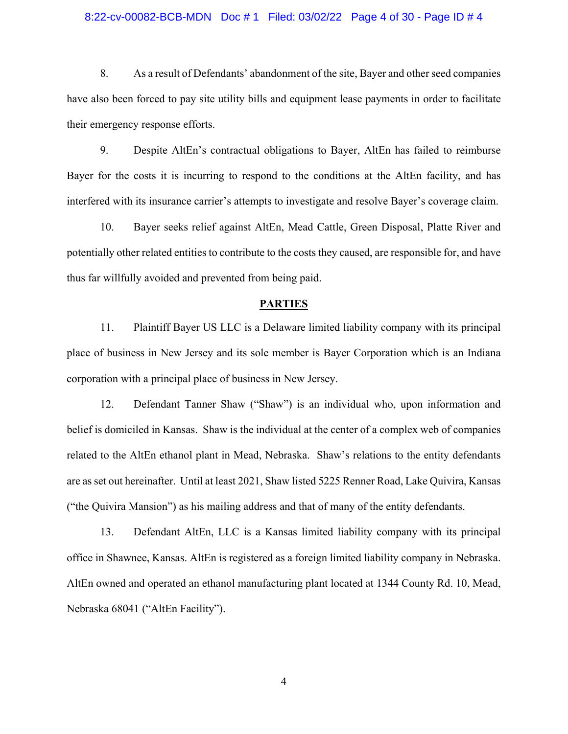8. As a result of Defendants' abandonment of the site, Bayer and other seed companies have also been forced to pay site utility bills and equipment lease payments in order to facilitate their emergency response efforts.

9. Despite AltEn's contractual obligations to Bayer, AltEn has failed to reimburse Bayer for the costs it is incurring to respond to the conditions at the AltEn facility, and has interfered with its insurance carrier's attempts to investigate and resolve Bayer's coverage claim.

10. Bayer seeks relief against AltEn, Mead Cattle, Green Disposal, Platte River and potentially other related entities to contribute to the costs they caused, are responsible for, and have thus far willfully avoided and prevented from being paid.

## PARTIES

11. Plaintiff Bayer US LLC is a Delaware limited liability company with its principal place of business in New Jersey and its sole member is Bayer Corporation which is an Indiana corporation with a principal place of business in New Jersey.

12. Defendant Tanner Shaw ("Shaw") is an individual who, upon information and belief is domiciled in Kansas. Shaw is the individual at the center of a complex web of companies related to the AltEn ethanol plant in Mead, Nebraska. Shaw's relations to the entity defendants are as set out hereinafter. Until at least 2021, Shaw listed 5225 Renner Road, Lake Quivira, Kansas ("the Quivira Mansion") as his mailing address and that of many of the entity defendants.

13. Defendant AltEn, LLC is a Kansas limited liability company with its principal office in Shawnee, Kansas. AltEn is registered as a foreign limited liability company in Nebraska. AltEn owned and operated an ethanol manufacturing plant located at 1344 County Rd. 10, Mead, Nebraska 68041 ("AltEn Facility").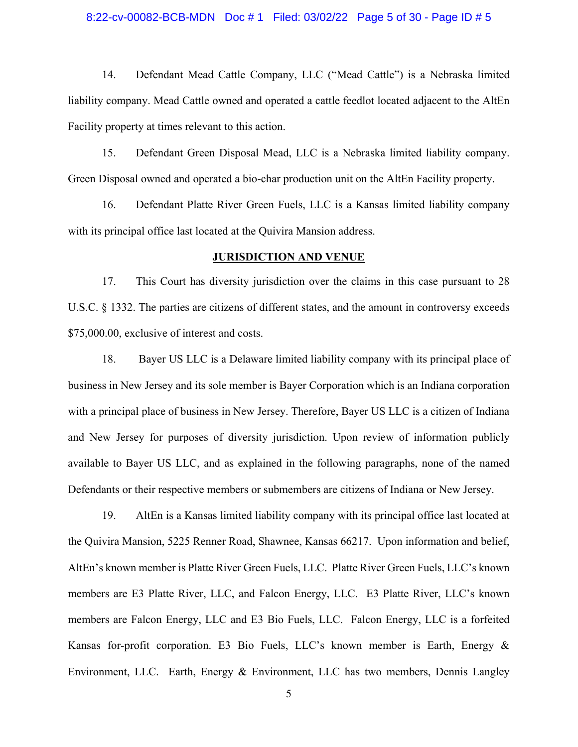14. Defendant Mead Cattle Company, LLC ("Mead Cattle") is a Nebraska limited liability company. Mead Cattle owned and operated a cattle feedlot located adjacent to the AltEn Facility property at times relevant to this action.

15. Defendant Green Disposal Mead, LLC is a Nebraska limited liability company. Green Disposal owned and operated a bio-char production unit on the AltEn Facility property.

16. Defendant Platte River Green Fuels, LLC is a Kansas limited liability company with its principal office last located at the Quivira Mansion address.

## JURISDICTION AND VENUE

17. This Court has diversity jurisdiction over the claims in this case pursuant to 28 U.S.C. § 1332. The parties are citizens of different states, and the amount in controversy exceeds $75,000.00, exclusive of interest and costs.

18. Bayer US LLC is a Delaware limited liability company with its principal place of business in New Jersey and its sole member is Bayer Corporation which is an Indiana corporation with a principal place of business in New Jersey. Therefore, Bayer US LLC is a citizen of Indiana and New Jersey for purposes of diversity jurisdiction. Upon review of information publicly available to Bayer US LLC, and as explained in the following paragraphs, none of the named Defendants or their respective members or submembers are citizens of Indiana or New Jersey.

19. AltEn is a Kansas limited liability company with its principal office last located at the Quivira Mansion, 5225 Renner Road, Shawnee, Kansas 66217. Upon information and belief, AltEn's known member is Platte River Green Fuels, LLC. Platte River Green Fuels, LLC's known members are E3 Platte River, LLC, and Falcon Energy, LLC. E3 Platte River, LLC's known members are Falcon Energy, LLC and E3 Bio Fuels, LLC. Falcon Energy, LLC is a forfeited Kansas for-profit corporation. E3 Bio Fuels, LLC's known member is Earth, Energy & Environment, LLC. Earth, Energy & Environment, LLC has two members, Dennis Langley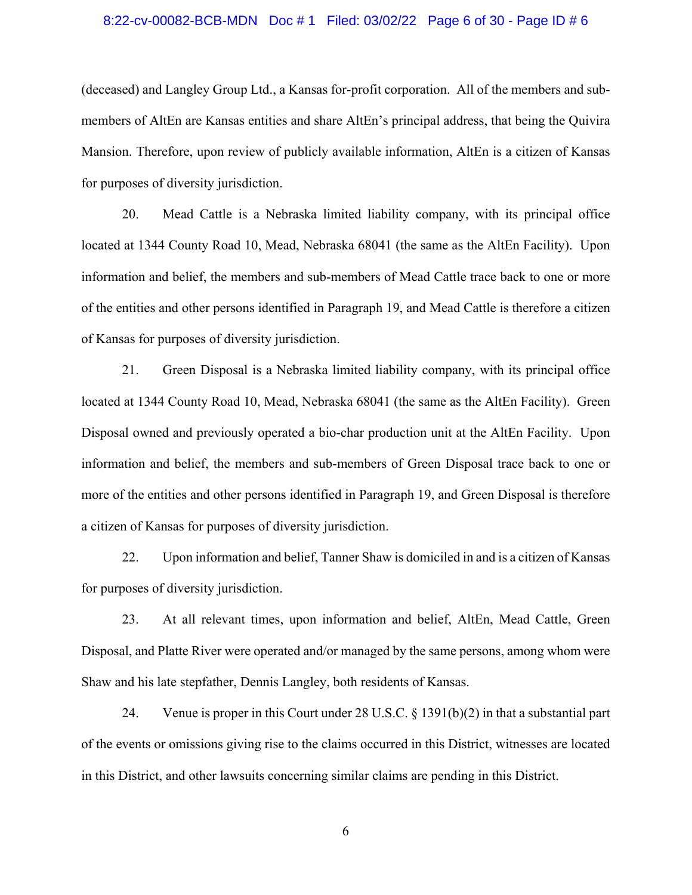(deceased) and Langley Group Ltd., a Kansas for-profit corporation. All of the members and sub-members of AltEn are Kansas entities and share AltEn's principal address, that being the Quivira Mansion. Therefore, upon review of publicly available information, AltEn is a citizen of Kansas for purposes of diversity jurisdiction.

20. Mead Cattle is a Nebraska limited liability company, with its principal office located at 1344 County Road 10, Mead, Nebraska 68041 (the same as the AltEn Facility). Upon information and belief, the members and sub-members of Mead Cattle trace back to one or more of the entities and other persons identified in Paragraph 19, and Mead Cattle is therefore a citizen of Kansas for purposes of diversity jurisdiction.

21. Green Disposal is a Nebraska limited liability company, with its principal office located at 1344 County Road 10, Mead, Nebraska 68041 (the same as the AltEn Facility). Green Disposal owned and previously operated a bio-char production unit at the AltEn Facility. Upon information and belief, the members and sub-members of Green Disposal trace back to one or more of the entities and other persons identified in Paragraph 19, and Green Disposal is therefore a citizen of Kansas for purposes of diversity jurisdiction.

22. Upon information and belief, Tanner Shaw is domiciled in and is a citizen of Kansas for purposes of diversity jurisdiction.

23. At all relevant times, upon information and belief, AltEn, Mead Cattle, Green Disposal, and Platte River were operated and/or managed by the same persons, among whom were Shaw and his late stepfather, Dennis Langley, both residents of Kansas.

24. Venue is proper in this Court under 28 U.S.C. § 1391(b)(2) in that a substantial part of the events or omissions giving rise to the claims occurred in this District, witnesses are located in this District, and other lawsuits concerning similar claims are pending in this District.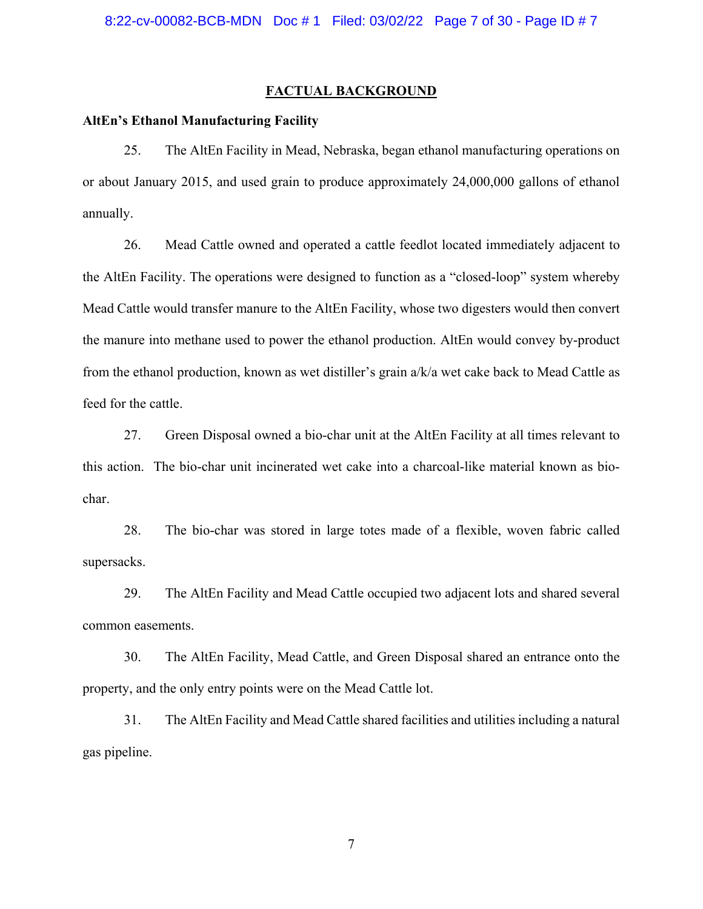## FACTUAL BACKGROUND

**AltEn's Ethanol Manufacturing Facility**

25. The AltEn Facility in Mead, Nebraska, began ethanol manufacturing operations on or about January 2015, and used grain to produce approximately 24,000,000 gallons of ethanol annually.

26. Mead Cattle owned and operated a cattle feedlot located immediately adjacent to the AltEn Facility. The operations were designed to function as a "closed-loop" system whereby Mead Cattle would transfer manure to the AltEn Facility, whose two digesters would then convert the manure into methane used to power the ethanol production. AltEn would convey by-product from the ethanol production, known as wet distiller's grain a/k/a wet cake back to Mead Cattle as feed for the cattle.

27. Green Disposal owned a bio-char unit at the AltEn Facility at all times relevant to this action. The bio-char unit incinerated wet cake into a charcoal-like material known as bio-char.

28. The bio-char was stored in large totes made of a flexible, woven fabric called supersacks.

29. The AltEn Facility and Mead Cattle occupied two adjacent lots and shared several common easements.

30. The AltEn Facility, Mead Cattle, and Green Disposal shared an entrance onto the property, and the only entry points were on the Mead Cattle lot.

31. The AltEn Facility and Mead Cattle shared facilities and utilities including a natural gas pipeline.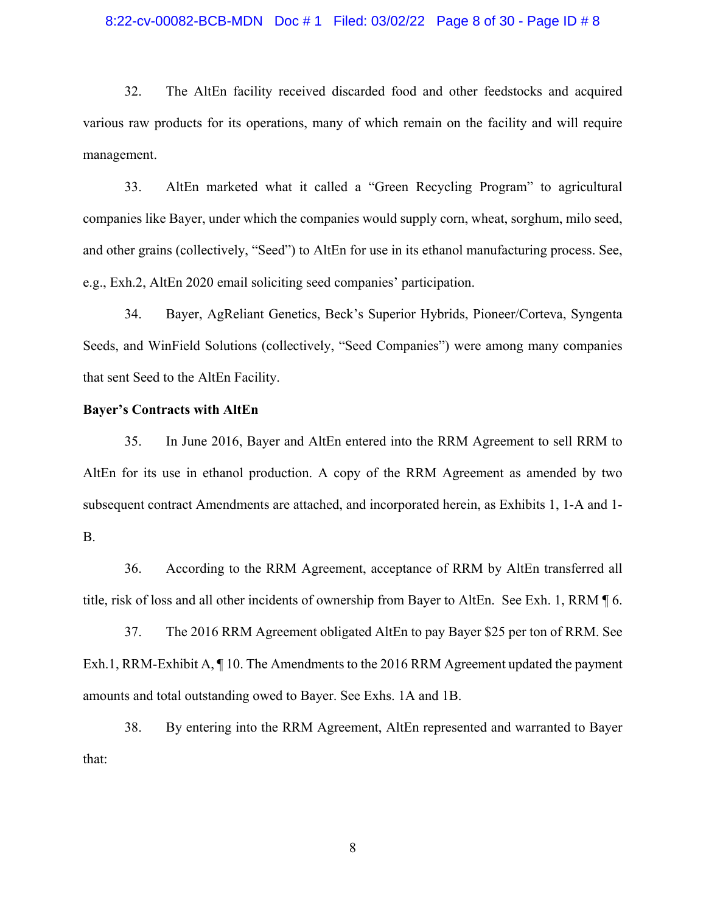32. The AltEn facility received discarded food and other feedstocks and acquired various raw products for its operations, many of which remain on the facility and will require management.

33. AltEn marketed what it called a "Green Recycling Program" to agricultural companies like Bayer, under which the companies would supply corn, wheat, sorghum, milo seed, and other grains (collectively, "Seed") to AltEn for use in its ethanol manufacturing process. See, e.g., Exh.2, AltEn 2020 email soliciting seed companies' participation.

34. Bayer, AgReliant Genetics, Beck's Superior Hybrids, Pioneer/Corteva, Syngenta Seeds, and WinField Solutions (collectively, "Seed Companies") were among many companies that sent Seed to the AltEn Facility.

**Bayer's Contracts with AltEn**

35. In June 2016, Bayer and AltEn entered into the RRM Agreement to sell RRM to AltEn for its use in ethanol production. A copy of the RRM Agreement as amended by two subsequent contract Amendments are attached, and incorporated herein, as Exhibits 1, 1-A and 1-B.

36. According to the RRM Agreement, acceptance of RRM by AltEn transferred all title, risk of loss and all other incidents of ownership from Bayer to AltEn. See Exh. 1, RRM ¶ 6.

37. The 2016 RRM Agreement obligated AltEn to pay Bayer $25 per ton of RRM. See Exh.1, RRM-Exhibit A, ¶ 10. The Amendments to the 2016 RRM Agreement updated the payment amounts and total outstanding owed to Bayer. See Exhs. 1A and 1B.

38. By entering into the RRM Agreement, AltEn represented and warranted to Bayer that: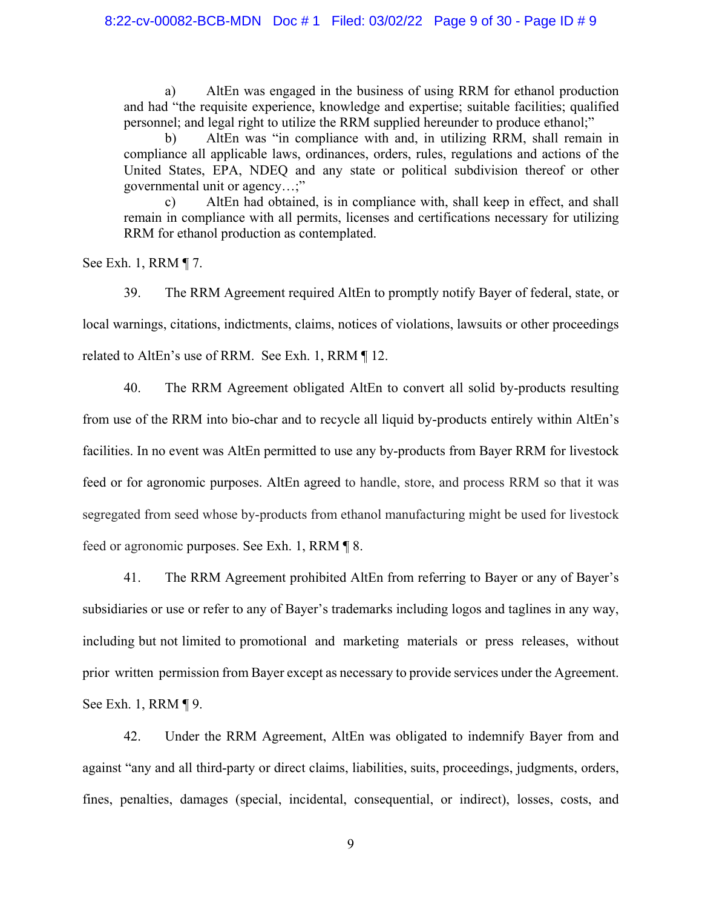a) AltEn was engaged in the business of using RRM for ethanol production and had "the requisite experience, knowledge and expertise; suitable facilities; qualified personnel; and legal right to utilize the RRM supplied hereunder to produce ethanol;"

b) AltEn was "in compliance with and, in utilizing RRM, shall remain in compliance all applicable laws, ordinances, orders, rules, regulations and actions of the United States, EPA, NDEQ and any state or political subdivision thereof or other governmental unit or agency…;"

c) AltEn had obtained, is in compliance with, shall keep in effect, and shall remain in compliance with all permits, licenses and certifications necessary for utilizing RRM for ethanol production as contemplated.

See Exh. 1, RRM ¶ 7.

39. The RRM Agreement required AltEn to promptly notify Bayer of federal, state, or local warnings, citations, indictments, claims, notices of violations, lawsuits or other proceedings related to AltEn's use of RRM. See Exh. 1, RRM ¶ 12.

40. The RRM Agreement obligated AltEn to convert all solid by-products resulting from use of the RRM into bio-char and to recycle all liquid by-products entirely within AltEn's facilities. In no event was AltEn permitted to use any by-products from Bayer RRM for livestock feed or for agronomic purposes. AltEn agreed to handle, store, and process RRM so that it was segregated from seed whose by-products from ethanol manufacturing might be used for livestock feed or agronomic purposes. See Exh. 1, RRM ¶ 8.

41. The RRM Agreement prohibited AltEn from referring to Bayer or any of Bayer's subsidiaries or use or refer to any of Bayer's trademarks including logos and taglines in any way, including but not limited to promotional and marketing materials or press releases, without prior written permission from Bayer except as necessary to provide services under the Agreement. See Exh. 1, RRM ¶ 9.

42. Under the RRM Agreement, AltEn was obligated to indemnify Bayer from and against "any and all third-party or direct claims, liabilities, suits, proceedings, judgments, orders, fines, penalties, damages (special, incidental, consequential, or indirect), losses, costs, and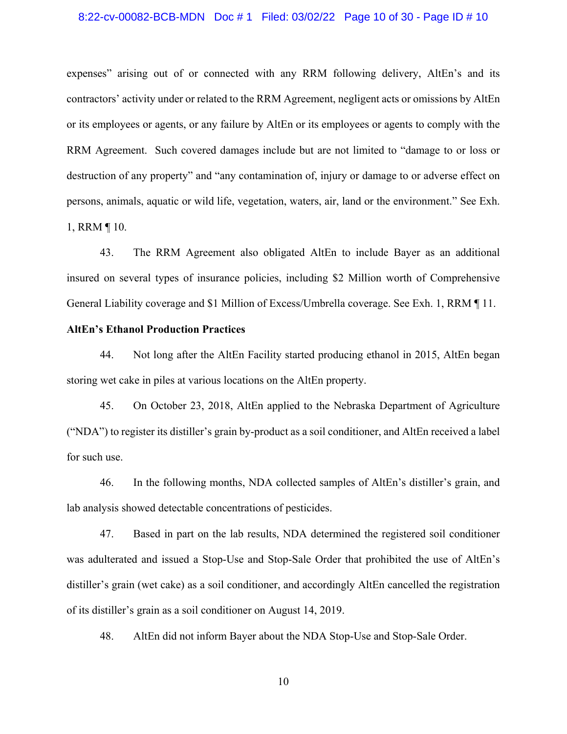expenses" arising out of or connected with any RRM following delivery, AltEn's and its contractors' activity under or related to the RRM Agreement, negligent acts or omissions by AltEn or its employees or agents, or any failure by AltEn or its employees or agents to comply with the RRM Agreement. Such covered damages include but are not limited to "damage to or loss or destruction of any property" and "any contamination of, injury or damage to or adverse effect on persons, animals, aquatic or wild life, vegetation, waters, air, land or the environment." See Exh. 1, RRM ¶ 10.

43. The RRM Agreement also obligated AltEn to include Bayer as an additional insured on several types of insurance policies, including $2 Million worth of Comprehensive General Liability coverage and $1 Million of Excess/Umbrella coverage. See Exh. 1, RRM ¶ 11.

**AltEn's Ethanol Production Practices**

44. Not long after the AltEn Facility started producing ethanol in 2015, AltEn began storing wet cake in piles at various locations on the AltEn property.

45. On October 23, 2018, AltEn applied to the Nebraska Department of Agriculture ("NDA") to register its distiller's grain by-product as a soil conditioner, and AltEn received a label for such use.

46. In the following months, NDA collected samples of AltEn's distiller's grain, and lab analysis showed detectable concentrations of pesticides.

47. Based in part on the lab results, NDA determined the registered soil conditioner was adulterated and issued a Stop-Use and Stop-Sale Order that prohibited the use of AltEn's distiller's grain (wet cake) as a soil conditioner, and accordingly AltEn cancelled the registration of its distiller's grain as a soil conditioner on August 14, 2019.

48. AltEn did not inform Bayer about the NDA Stop-Use and Stop-Sale Order.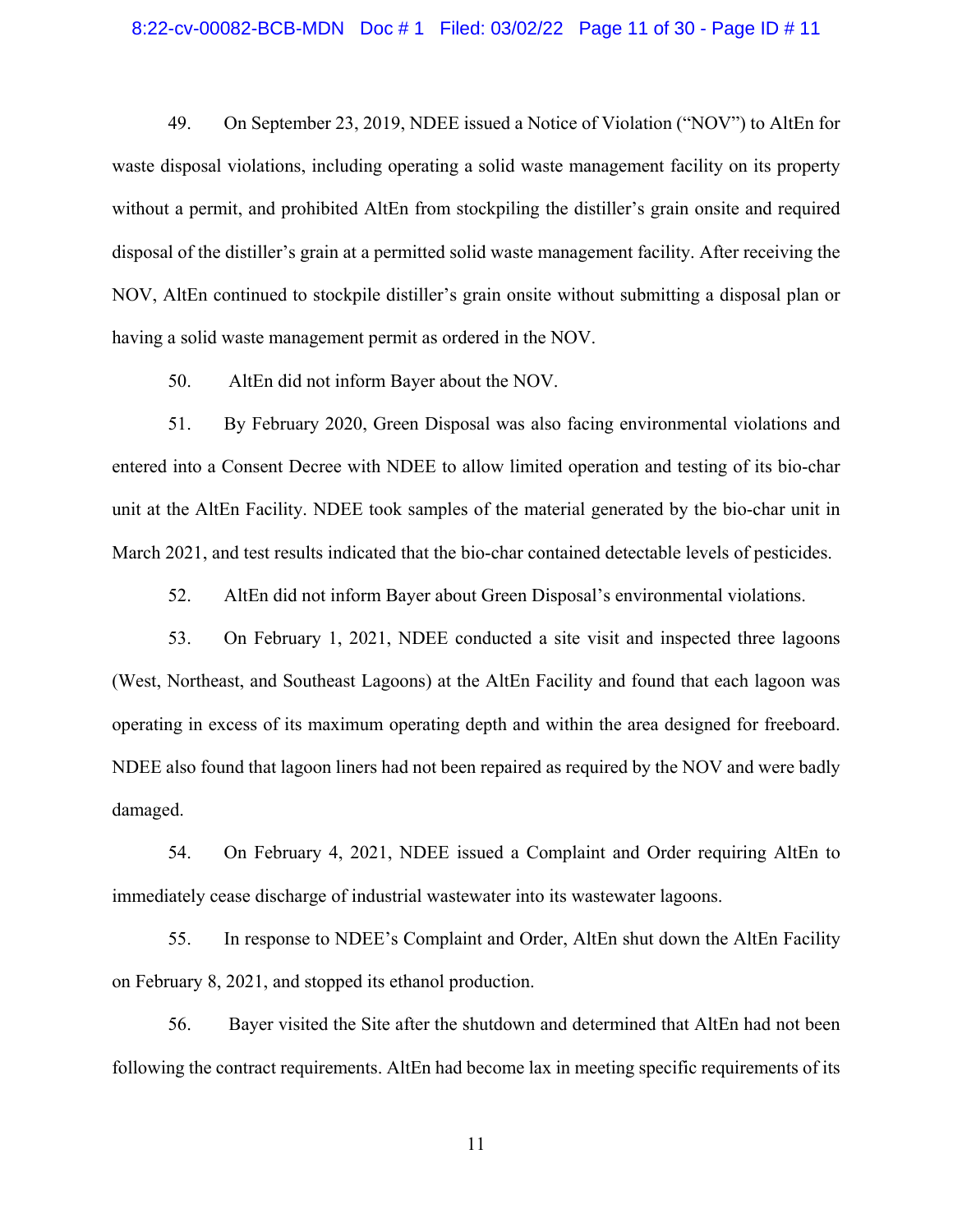49. On September 23, 2019, NDEE issued a Notice of Violation ("NOV") to AltEn for waste disposal violations, including operating a solid waste management facility on its property without a permit, and prohibited AltEn from stockpiling the distiller's grain onsite and required disposal of the distiller's grain at a permitted solid waste management facility. After receiving the NOV, AltEn continued to stockpile distiller's grain onsite without submitting a disposal plan or having a solid waste management permit as ordered in the NOV.

50. AltEn did not inform Bayer about the NOV.

51. By February 2020, Green Disposal was also facing environmental violations and entered into a Consent Decree with NDEE to allow limited operation and testing of its bio-char unit at the AltEn Facility. NDEE took samples of the material generated by the bio-char unit in March 2021, and test results indicated that the bio-char contained detectable levels of pesticides.

52. AltEn did not inform Bayer about Green Disposal's environmental violations.

53. On February 1, 2021, NDEE conducted a site visit and inspected three lagoons (West, Northeast, and Southeast Lagoons) at the AltEn Facility and found that each lagoon was operating in excess of its maximum operating depth and within the area designed for freeboard. NDEE also found that lagoon liners had not been repaired as required by the NOV and were badly damaged.

54. On February 4, 2021, NDEE issued a Complaint and Order requiring AltEn to immediately cease discharge of industrial wastewater into its wastewater lagoons.

55. In response to NDEE's Complaint and Order, AltEn shut down the AltEn Facility on February 8, 2021, and stopped its ethanol production.

56. Bayer visited the Site after the shutdown and determined that AltEn had not been following the contract requirements. AltEn had become lax in meeting specific requirements of its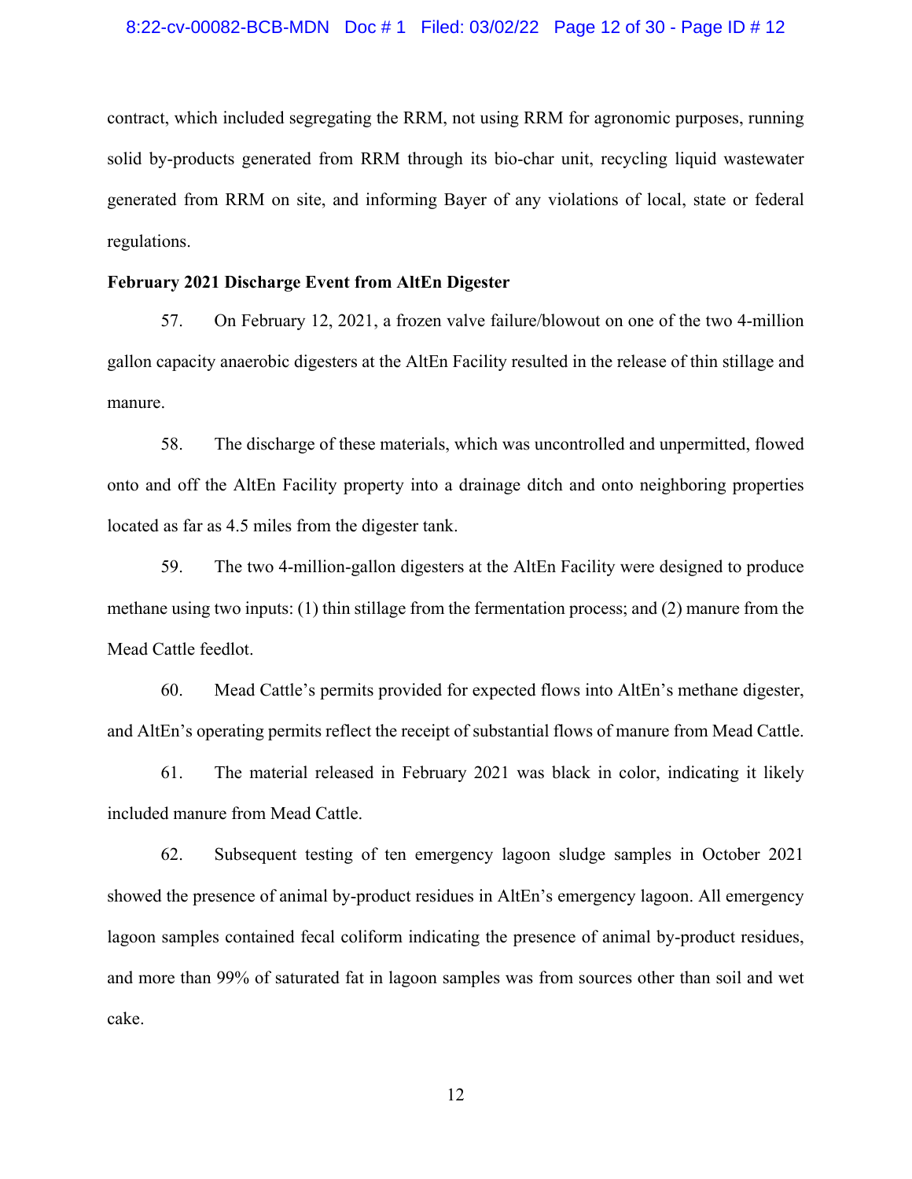contract, which included segregating the RRM, not using RRM for agronomic purposes, running solid by-products generated from RRM through its bio-char unit, recycling liquid wastewater generated from RRM on site, and informing Bayer of any violations of local, state or federal regulations.

**February 2021 Discharge Event from AltEn Digester**

57. On February 12, 2021, a frozen valve failure/blowout on one of the two 4-million gallon capacity anaerobic digesters at the AltEn Facility resulted in the release of thin stillage and manure.

58. The discharge of these materials, which was uncontrolled and unpermitted, flowed onto and off the AltEn Facility property into a drainage ditch and onto neighboring properties located as far as 4.5 miles from the digester tank.

59. The two 4-million-gallon digesters at the AltEn Facility were designed to produce methane using two inputs: (1) thin stillage from the fermentation process; and (2) manure from the Mead Cattle feedlot.

60. Mead Cattle's permits provided for expected flows into AltEn's methane digester, and AltEn's operating permits reflect the receipt of substantial flows of manure from Mead Cattle.

61. The material released in February 2021 was black in color, indicating it likely included manure from Mead Cattle.

62. Subsequent testing of ten emergency lagoon sludge samples in October 2021 showed the presence of animal by-product residues in AltEn's emergency lagoon. All emergency lagoon samples contained fecal coliform indicating the presence of animal by-product residues, and more than 99% of saturated fat in lagoon samples was from sources other than soil and wet cake.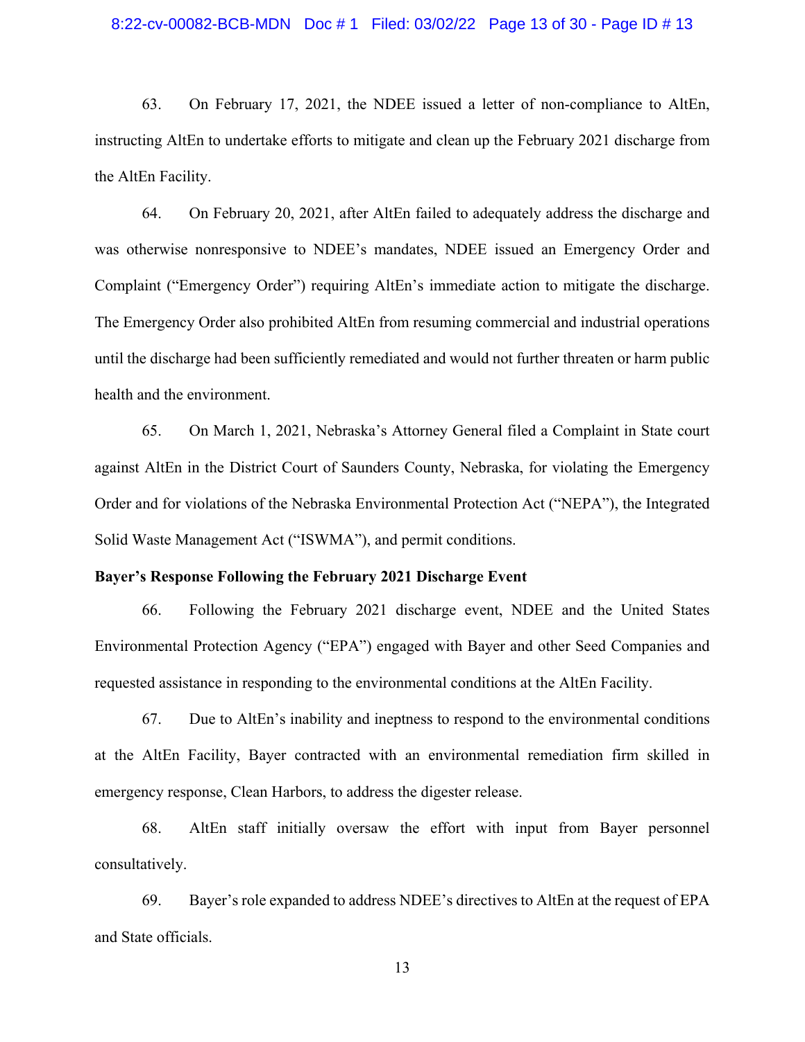63. On February 17, 2021, the NDEE issued a letter of non-compliance to AltEn, instructing AltEn to undertake efforts to mitigate and clean up the February 2021 discharge from the AltEn Facility.

64. On February 20, 2021, after AltEn failed to adequately address the discharge and was otherwise nonresponsive to NDEE's mandates, NDEE issued an Emergency Order and Complaint ("Emergency Order") requiring AltEn's immediate action to mitigate the discharge. The Emergency Order also prohibited AltEn from resuming commercial and industrial operations until the discharge had been sufficiently remediated and would not further threaten or harm public health and the environment.

65. On March 1, 2021, Nebraska's Attorney General filed a Complaint in State court against AltEn in the District Court of Saunders County, Nebraska, for violating the Emergency Order and for violations of the Nebraska Environmental Protection Act ("NEPA"), the Integrated Solid Waste Management Act ("ISWMA"), and permit conditions.

**Bayer's Response Following the February 2021 Discharge Event**

66. Following the February 2021 discharge event, NDEE and the United States Environmental Protection Agency ("EPA") engaged with Bayer and other Seed Companies and requested assistance in responding to the environmental conditions at the AltEn Facility.

67. Due to AltEn's inability and ineptness to respond to the environmental conditions at the AltEn Facility, Bayer contracted with an environmental remediation firm skilled in emergency response, Clean Harbors, to address the digester release.

68. AltEn staff initially oversaw the effort with input from Bayer personnel consultatively.

69. Bayer's role expanded to address NDEE's directives to AltEn at the request of EPA and State officials.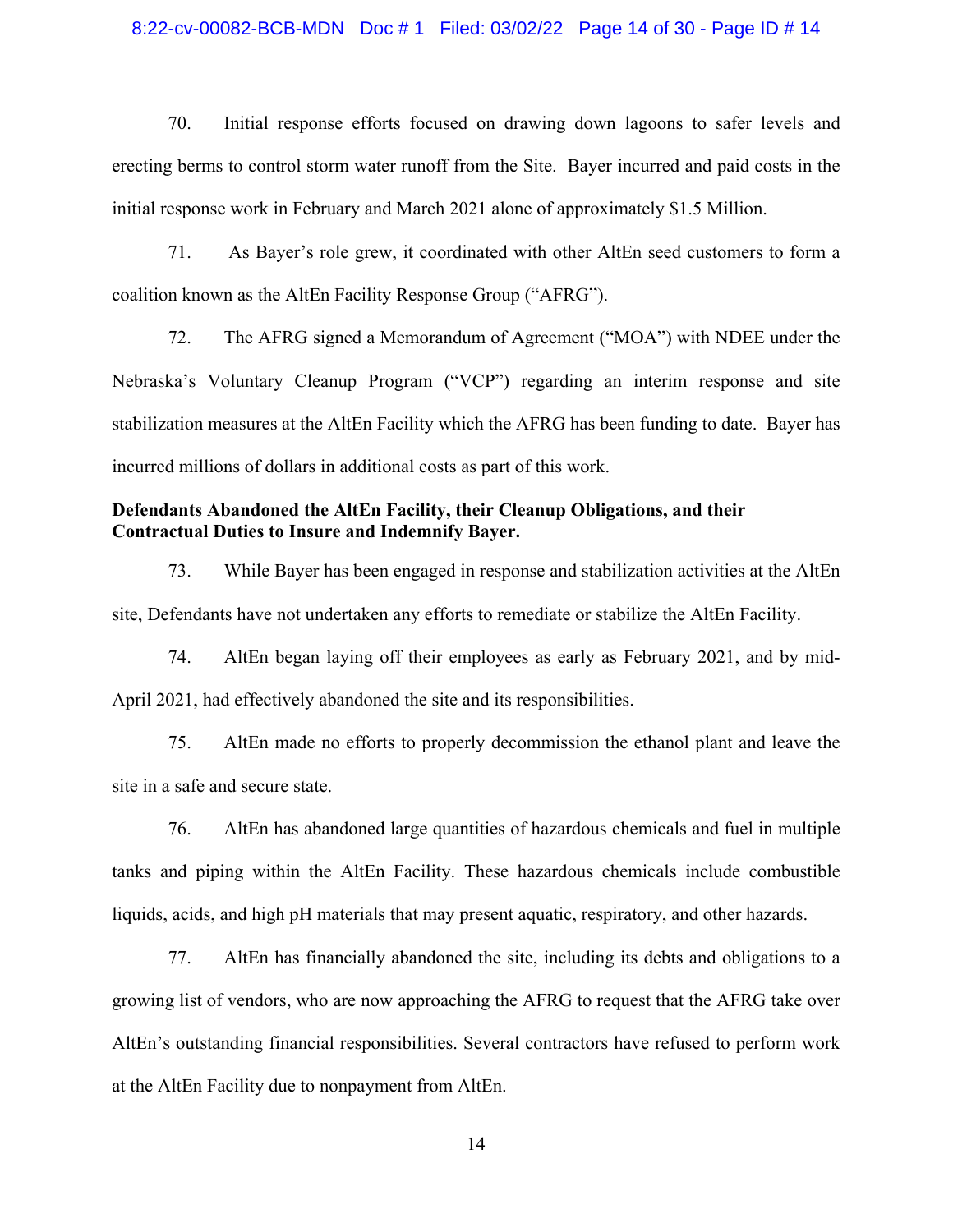70. Initial response efforts focused on drawing down lagoons to safer levels and erecting berms to control storm water runoff from the Site. Bayer incurred and paid costs in the initial response work in February and March 2021 alone of approximately $1.5 Million.

71. As Bayer's role grew, it coordinated with other AltEn seed customers to form a coalition known as the AltEn Facility Response Group ("AFRG").

72. The AFRG signed a Memorandum of Agreement ("MOA") with NDEE under the Nebraska's Voluntary Cleanup Program ("VCP") regarding an interim response and site stabilization measures at the AltEn Facility which the AFRG has been funding to date. Bayer has incurred millions of dollars in additional costs as part of this work.

**Defendants Abandoned the AltEn Facility, their Cleanup Obligations, and their Contractual Duties to Insure and Indemnify Bayer.**

73. While Bayer has been engaged in response and stabilization activities at the AltEn site, Defendants have not undertaken any efforts to remediate or stabilize the AltEn Facility.

74. AltEn began laying off their employees as early as February 2021, and by mid-April 2021, had effectively abandoned the site and its responsibilities.

75. AltEn made no efforts to properly decommission the ethanol plant and leave the site in a safe and secure state.

76. AltEn has abandoned large quantities of hazardous chemicals and fuel in multiple tanks and piping within the AltEn Facility. These hazardous chemicals include combustible liquids, acids, and high pH materials that may present aquatic, respiratory, and other hazards.

77. AltEn has financially abandoned the site, including its debts and obligations to a growing list of vendors, who are now approaching the AFRG to request that the AFRG take over AltEn's outstanding financial responsibilities. Several contractors have refused to perform work at the AltEn Facility due to nonpayment from AltEn.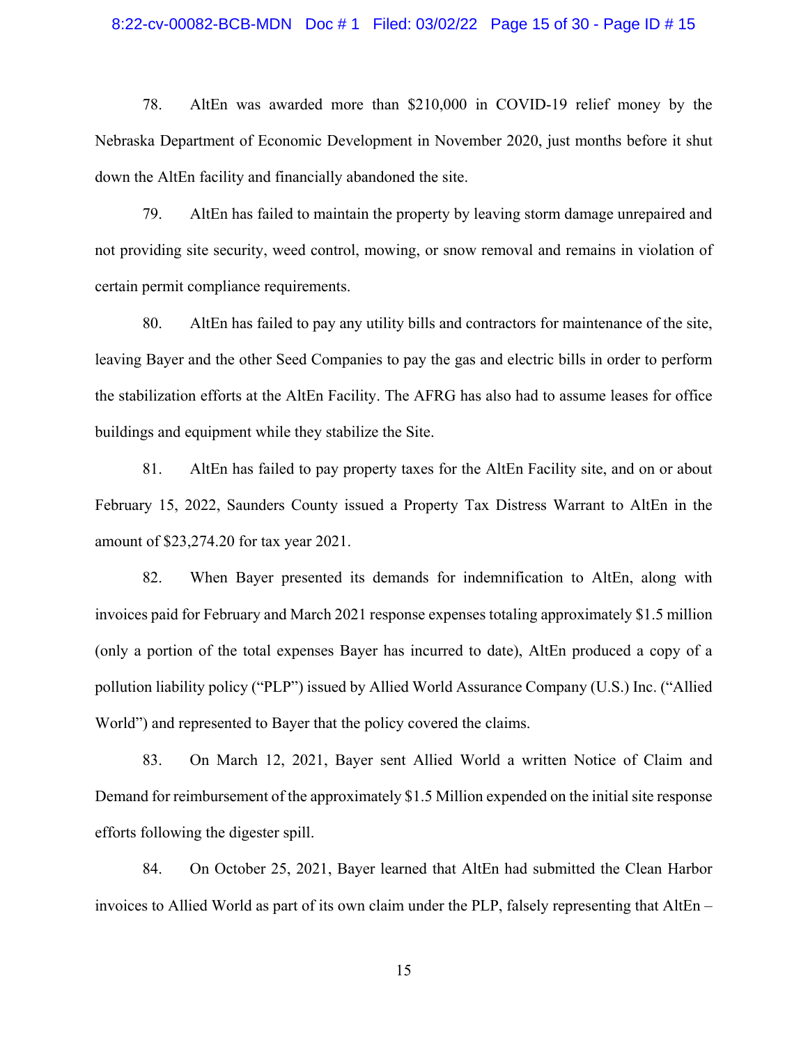78. AltEn was awarded more than $210,000 in COVID-19 relief money by the Nebraska Department of Economic Development in November 2020, just months before it shut down the AltEn facility and financially abandoned the site.

79. AltEn has failed to maintain the property by leaving storm damage unrepaired and not providing site security, weed control, mowing, or snow removal and remains in violation of certain permit compliance requirements.

80. AltEn has failed to pay any utility bills and contractors for maintenance of the site, leaving Bayer and the other Seed Companies to pay the gas and electric bills in order to perform the stabilization efforts at the AltEn Facility. The AFRG has also had to assume leases for office buildings and equipment while they stabilize the Site.

81. AltEn has failed to pay property taxes for the AltEn Facility site, and on or about February 15, 2022, Saunders County issued a Property Tax Distress Warrant to AltEn in the amount of $23,274.20 for tax year 2021.

82. When Bayer presented its demands for indemnification to AltEn, along with invoices paid for February and March 2021 response expenses totaling approximately $1.5 million (only a portion of the total expenses Bayer has incurred to date), AltEn produced a copy of a pollution liability policy ("PLP") issued by Allied World Assurance Company (U.S.) Inc. ("Allied World") and represented to Bayer that the policy covered the claims.

83. On March 12, 2021, Bayer sent Allied World a written Notice of Claim and Demand for reimbursement of the approximately $1.5 Million expended on the initial site response efforts following the digester spill.

84. On October 25, 2021, Bayer learned that AltEn had submitted the Clean Harbor invoices to Allied World as part of its own claim under the PLP, falsely representing that AltEn –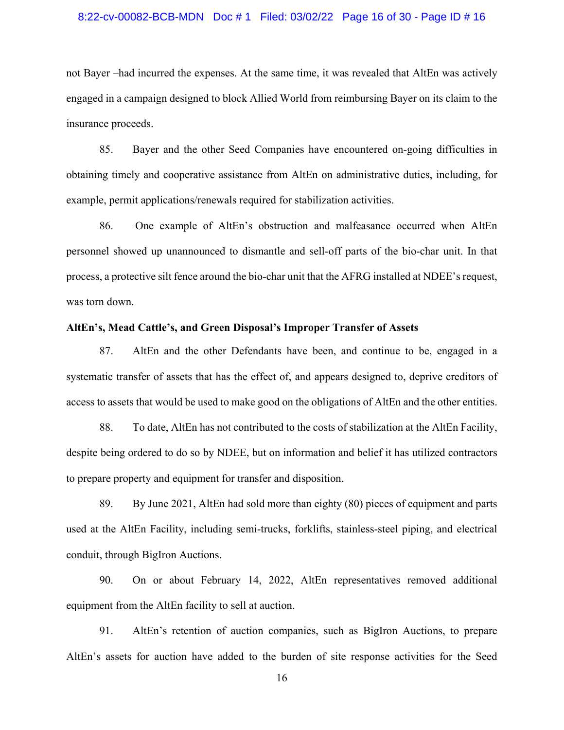not Bayer –had incurred the expenses. At the same time, it was revealed that AltEn was actively engaged in a campaign designed to block Allied World from reimbursing Bayer on its claim to the insurance proceeds.

85. Bayer and the other Seed Companies have encountered on-going difficulties in obtaining timely and cooperative assistance from AltEn on administrative duties, including, for example, permit applications/renewals required for stabilization activities.

86. One example of AltEn's obstruction and malfeasance occurred when AltEn personnel showed up unannounced to dismantle and sell-off parts of the bio-char unit. In that process, a protective silt fence around the bio-char unit that the AFRG installed at NDEE's request, was torn down.

**AltEn's, Mead Cattle's, and Green Disposal's Improper Transfer of Assets**

87. AltEn and the other Defendants have been, and continue to be, engaged in a systematic transfer of assets that has the effect of, and appears designed to, deprive creditors of access to assets that would be used to make good on the obligations of AltEn and the other entities.

88. To date, AltEn has not contributed to the costs of stabilization at the AltEn Facility, despite being ordered to do so by NDEE, but on information and belief it has utilized contractors to prepare property and equipment for transfer and disposition.

89. By June 2021, AltEn had sold more than eighty (80) pieces of equipment and parts used at the AltEn Facility, including semi-trucks, forklifts, stainless-steel piping, and electrical conduit, through BigIron Auctions.

90. On or about February 14, 2022, AltEn representatives removed additional equipment from the AltEn facility to sell at auction.

91. AltEn's retention of auction companies, such as BigIron Auctions, to prepare AltEn's assets for auction have added to the burden of site response activities for the Seed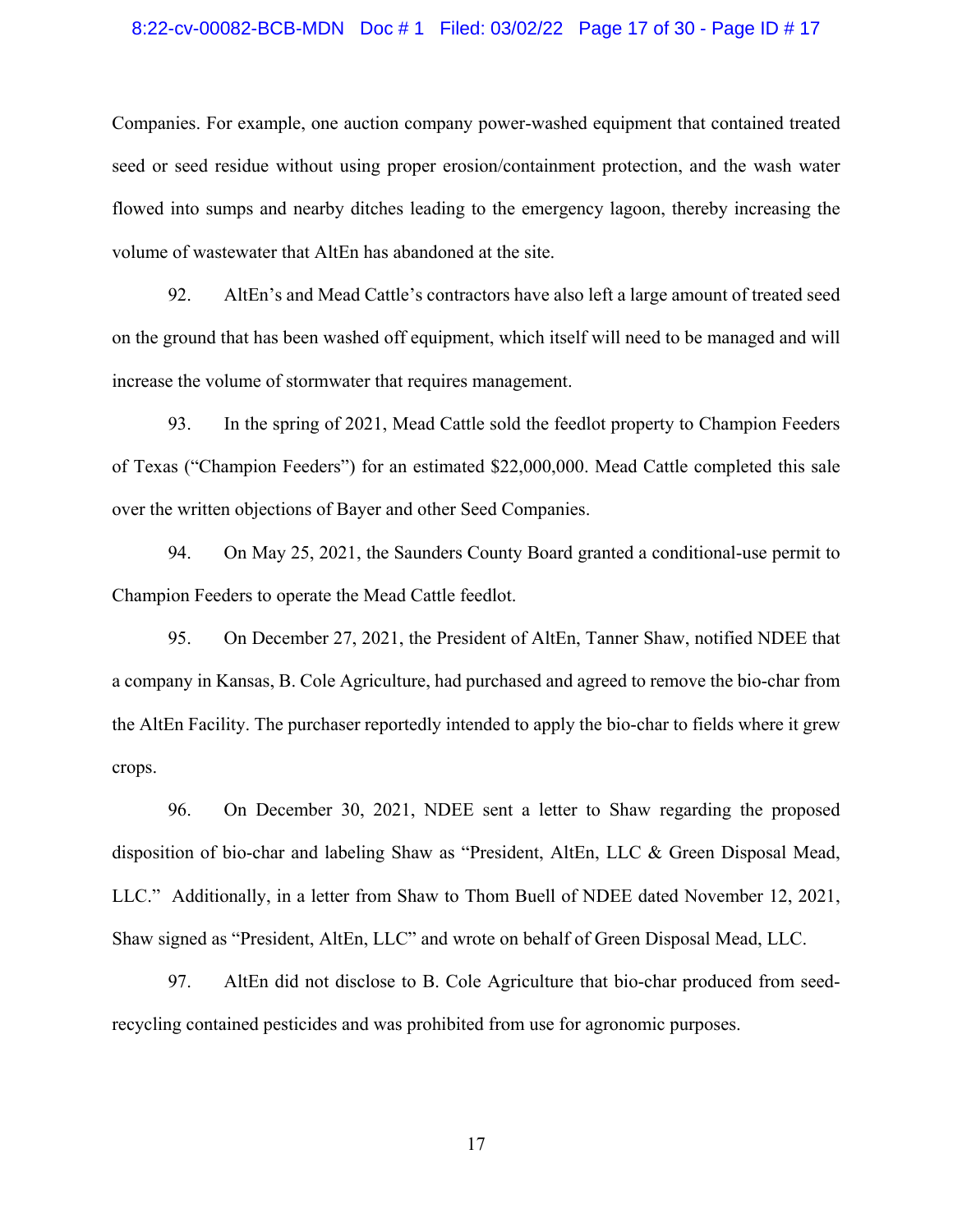Companies. For example, one auction company power-washed equipment that contained treated seed or seed residue without using proper erosion/containment protection, and the wash water flowed into sumps and nearby ditches leading to the emergency lagoon, thereby increasing the volume of wastewater that AltEn has abandoned at the site.

92. AltEn's and Mead Cattle's contractors have also left a large amount of treated seed on the ground that has been washed off equipment, which itself will need to be managed and will increase the volume of stormwater that requires management.

93. In the spring of 2021, Mead Cattle sold the feedlot property to Champion Feeders of Texas ("Champion Feeders") for an estimated $22,000,000. Mead Cattle completed this sale over the written objections of Bayer and other Seed Companies.

94. On May 25, 2021, the Saunders County Board granted a conditional-use permit to Champion Feeders to operate the Mead Cattle feedlot.

95. On December 27, 2021, the President of AltEn, Tanner Shaw, notified NDEE that a company in Kansas, B. Cole Agriculture, had purchased and agreed to remove the bio-char from the AltEn Facility. The purchaser reportedly intended to apply the bio-char to fields where it grew crops.

96. On December 30, 2021, NDEE sent a letter to Shaw regarding the proposed disposition of bio-char and labeling Shaw as "President, AltEn, LLC & Green Disposal Mead, LLC." Additionally, in a letter from Shaw to Thom Buell of NDEE dated November 12, 2021, Shaw signed as "President, AltEn, LLC" and wrote on behalf of Green Disposal Mead, LLC.

97. AltEn did not disclose to B. Cole Agriculture that bio-char produced from seed-recycling contained pesticides and was prohibited from use for agronomic purposes.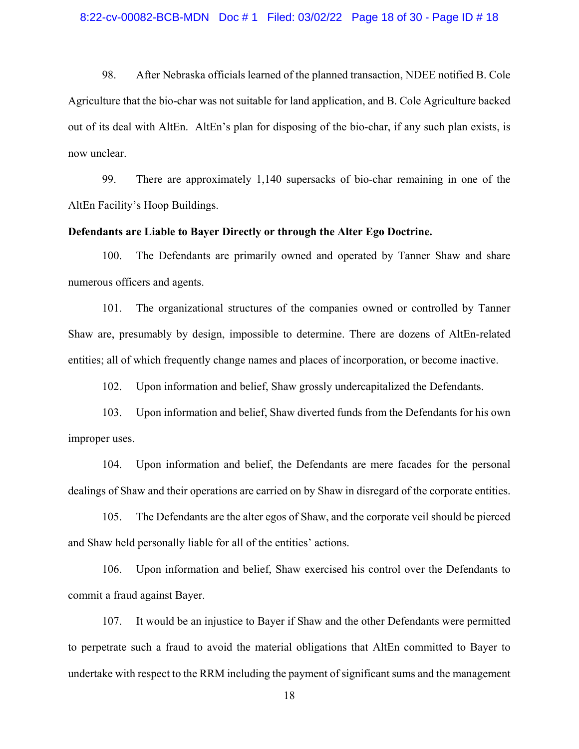98. After Nebraska officials learned of the planned transaction, NDEE notified B. Cole Agriculture that the bio-char was not suitable for land application, and B. Cole Agriculture backed out of its deal with AltEn. AltEn's plan for disposing of the bio-char, if any such plan exists, is now unclear.

99. There are approximately 1,140 supersacks of bio-char remaining in one of the AltEn Facility's Hoop Buildings.

**Defendants are Liable to Bayer Directly or through the Alter Ego Doctrine.**

100. The Defendants are primarily owned and operated by Tanner Shaw and share numerous officers and agents.

101. The organizational structures of the companies owned or controlled by Tanner Shaw are, presumably by design, impossible to determine. There are dozens of AltEn-related entities; all of which frequently change names and places of incorporation, or become inactive.

102. Upon information and belief, Shaw grossly undercapitalized the Defendants.

103. Upon information and belief, Shaw diverted funds from the Defendants for his own improper uses.

104. Upon information and belief, the Defendants are mere facades for the personal dealings of Shaw and their operations are carried on by Shaw in disregard of the corporate entities.

105. The Defendants are the alter egos of Shaw, and the corporate veil should be pierced and Shaw held personally liable for all of the entities' actions.

106. Upon information and belief, Shaw exercised his control over the Defendants to commit a fraud against Bayer.

107. It would be an injustice to Bayer if Shaw and the other Defendants were permitted to perpetrate such a fraud to avoid the material obligations that AltEn committed to Bayer to undertake with respect to the RRM including the payment of significant sums and the management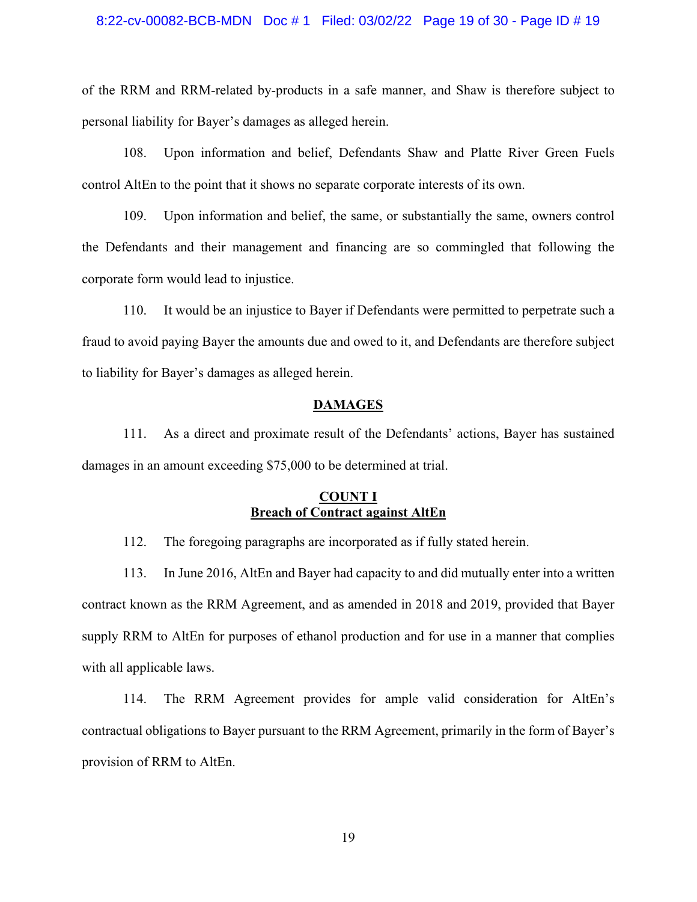of the RRM and RRM-related by-products in a safe manner, and Shaw is therefore subject to personal liability for Bayer's damages as alleged herein.

108. Upon information and belief, Defendants Shaw and Platte River Green Fuels control AltEn to the point that it shows no separate corporate interests of its own.

109. Upon information and belief, the same, or substantially the same, owners control the Defendants and their management and financing are so commingled that following the corporate form would lead to injustice.

110. It would be an injustice to Bayer if Defendants were permitted to perpetrate such a fraud to avoid paying Bayer the amounts due and owed to it, and Defendants are therefore subject to liability for Bayer's damages as alleged herein.

## DAMAGES

111. As a direct and proximate result of the Defendants' actions, Bayer has sustained damages in an amount exceeding $75,000 to be determined at trial.

## COUNT I
## Breach of Contract against AltEn

112. The foregoing paragraphs are incorporated as if fully stated herein.

113. In June 2016, AltEn and Bayer had capacity to and did mutually enter into a written contract known as the RRM Agreement, and as amended in 2018 and 2019, provided that Bayer supply RRM to AltEn for purposes of ethanol production and for use in a manner that complies with all applicable laws.

114. The RRM Agreement provides for ample valid consideration for AltEn's contractual obligations to Bayer pursuant to the RRM Agreement, primarily in the form of Bayer's provision of RRM to AltEn.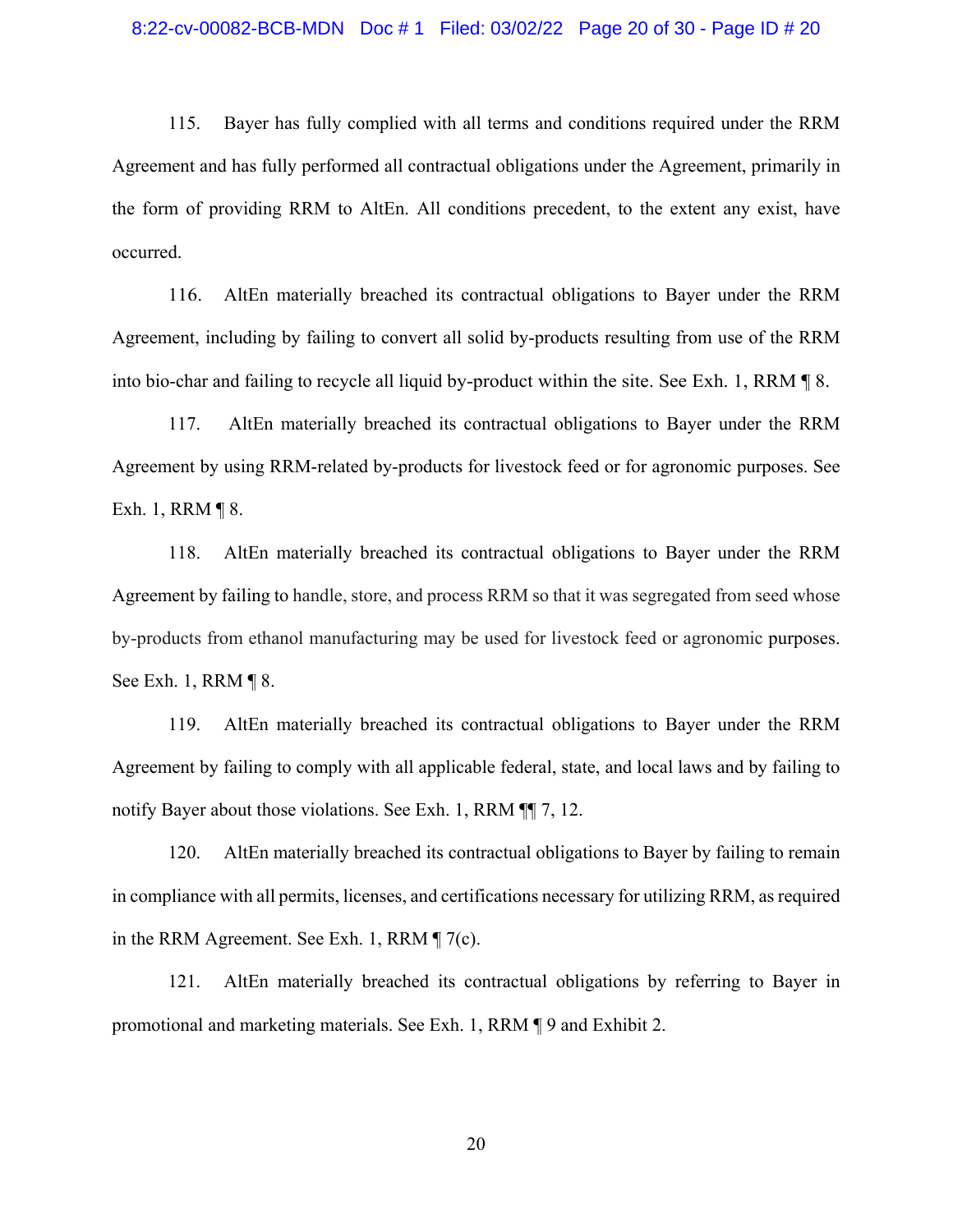115. Bayer has fully complied with all terms and conditions required under the RRM Agreement and has fully performed all contractual obligations under the Agreement, primarily in the form of providing RRM to AltEn. All conditions precedent, to the extent any exist, have occurred.

116. AltEn materially breached its contractual obligations to Bayer under the RRM Agreement, including by failing to convert all solid by-products resulting from use of the RRM into bio-char and failing to recycle all liquid by-product within the site. See Exh. 1, RRM ¶ 8.

117. AltEn materially breached its contractual obligations to Bayer under the RRM Agreement by using RRM-related by-products for livestock feed or for agronomic purposes. See Exh. 1, RRM ¶ 8.

118. AltEn materially breached its contractual obligations to Bayer under the RRM Agreement by failing to handle, store, and process RRM so that it was segregated from seed whose by-products from ethanol manufacturing may be used for livestock feed or agronomic purposes. See Exh. 1, RRM ¶ 8.

119. AltEn materially breached its contractual obligations to Bayer under the RRM Agreement by failing to comply with all applicable federal, state, and local laws and by failing to notify Bayer about those violations. See Exh. 1, RRM ¶¶ 7, 12.

120. AltEn materially breached its contractual obligations to Bayer by failing to remain in compliance with all permits, licenses, and certifications necessary for utilizing RRM, as required in the RRM Agreement. See Exh. 1, RRM ¶ 7(c).

121. AltEn materially breached its contractual obligations by referring to Bayer in promotional and marketing materials. See Exh. 1, RRM ¶ 9 and Exhibit 2.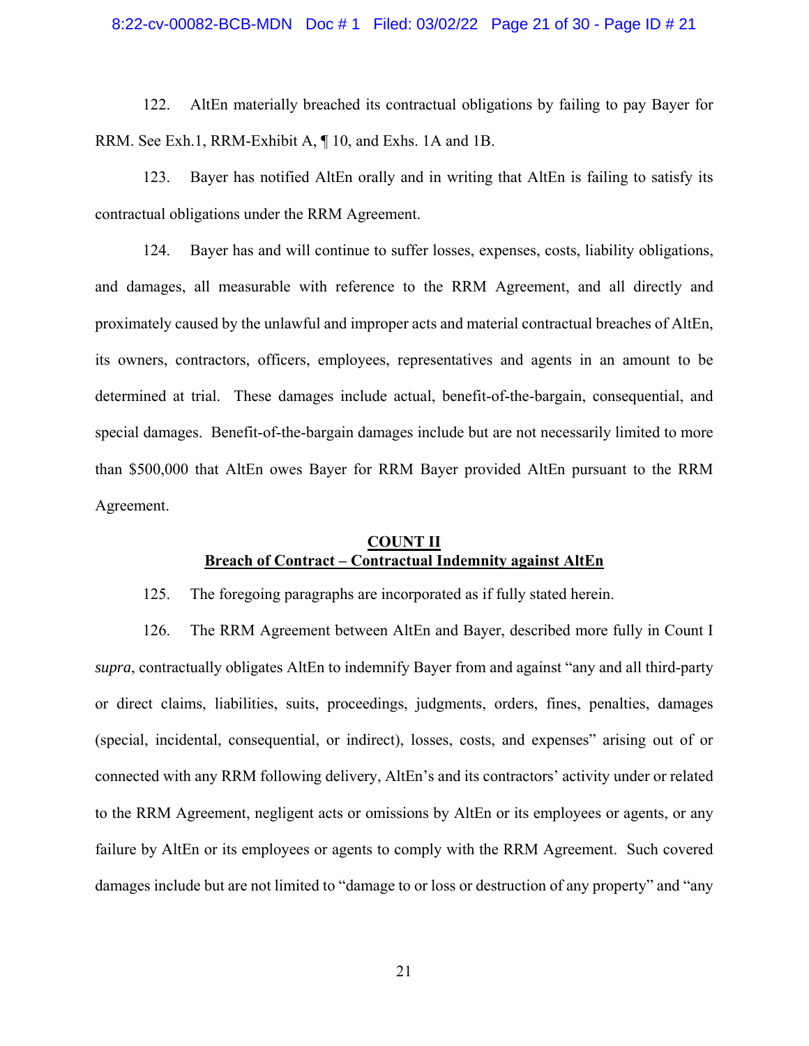122. AltEn materially breached its contractual obligations by failing to pay Bayer for RRM. See Exh.1, RRM-Exhibit A, ¶ 10, and Exhs. 1A and 1B.

123. Bayer has notified AltEn orally and in writing that AltEn is failing to satisfy its contractual obligations under the RRM Agreement.

124. Bayer has and will continue to suffer losses, expenses, costs, liability obligations, and damages, all measurable with reference to the RRM Agreement, and all directly and proximately caused by the unlawful and improper acts and material contractual breaches of AltEn, its owners, contractors, officers, employees, representatives and agents in an amount to be determined at trial. These damages include actual, benefit-of-the-bargain, consequential, and special damages. Benefit-of-the-bargain damages include but are not necessarily limited to more than $500,000 that AltEn owes Bayer for RRM Bayer provided AltEn pursuant to the RRM Agreement.

## COUNT II
## Breach of Contract – Contractual Indemnity against AltEn

125. The foregoing paragraphs are incorporated as if fully stated herein.

126. The RRM Agreement between AltEn and Bayer, described more fully in Count I *supra*, contractually obligates AltEn to indemnify Bayer from and against "any and all third-party or direct claims, liabilities, suits, proceedings, judgments, orders, fines, penalties, damages (special, incidental, consequential, or indirect), losses, costs, and expenses" arising out of or connected with any RRM following delivery, AltEn's and its contractors' activity under or related to the RRM Agreement, negligent acts or omissions by AltEn or its employees or agents, or any failure by AltEn or its employees or agents to comply with the RRM Agreement. Such covered damages include but are not limited to "damage to or loss or destruction of any property" and "any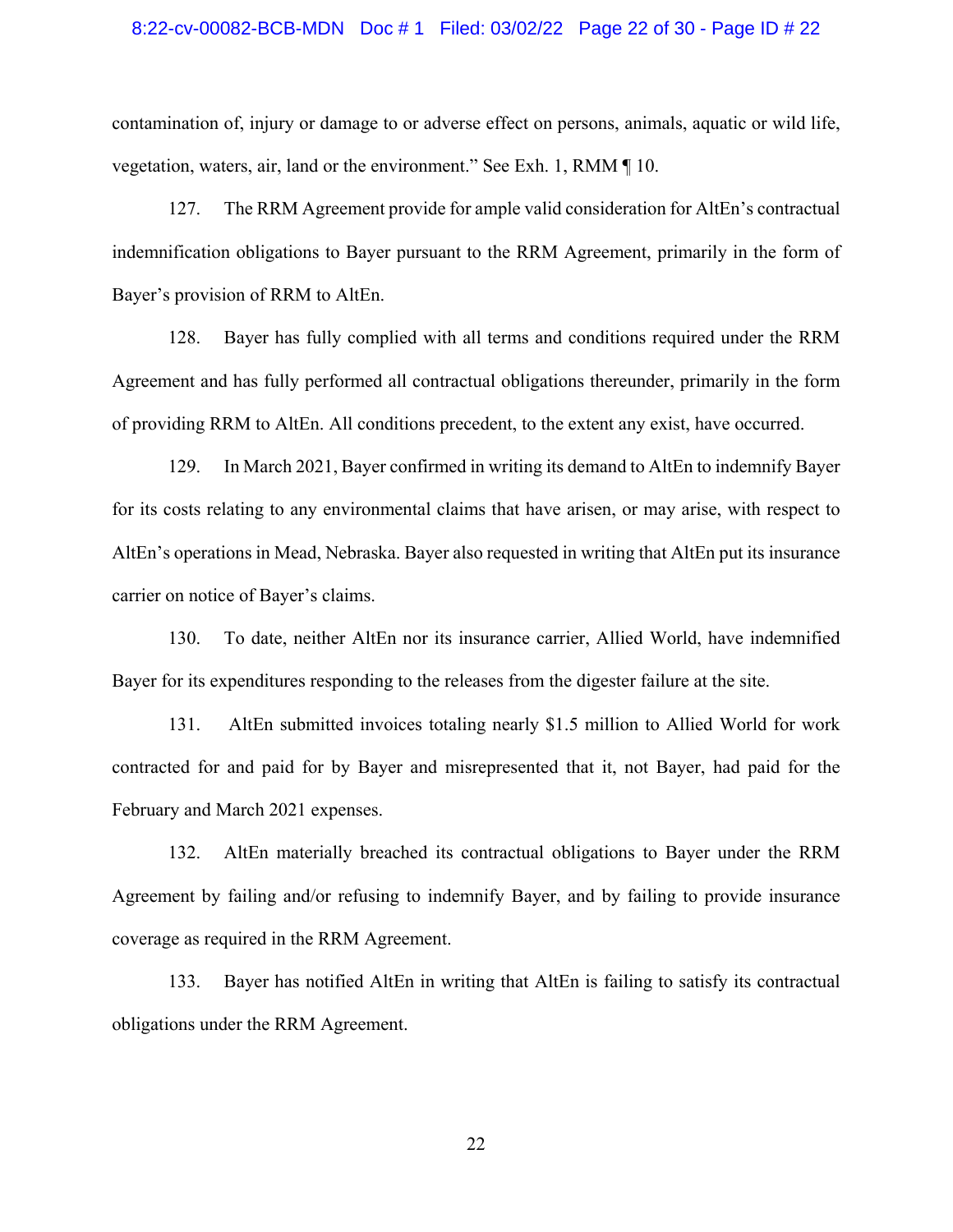contamination of, injury or damage to or adverse effect on persons, animals, aquatic or wild life, vegetation, waters, air, land or the environment." See Exh. 1, RMM ¶ 10.

127. The RRM Agreement provide for ample valid consideration for AltEn's contractual indemnification obligations to Bayer pursuant to the RRM Agreement, primarily in the form of Bayer's provision of RRM to AltEn.

128. Bayer has fully complied with all terms and conditions required under the RRM Agreement and has fully performed all contractual obligations thereunder, primarily in the form of providing RRM to AltEn. All conditions precedent, to the extent any exist, have occurred.

129. In March 2021, Bayer confirmed in writing its demand to AltEn to indemnify Bayer for its costs relating to any environmental claims that have arisen, or may arise, with respect to AltEn's operations in Mead, Nebraska. Bayer also requested in writing that AltEn put its insurance carrier on notice of Bayer's claims.

130. To date, neither AltEn nor its insurance carrier, Allied World, have indemnified Bayer for its expenditures responding to the releases from the digester failure at the site.

131. AltEn submitted invoices totaling nearly $1.5 million to Allied World for work contracted for and paid for by Bayer and misrepresented that it, not Bayer, had paid for the February and March 2021 expenses.

132. AltEn materially breached its contractual obligations to Bayer under the RRM Agreement by failing and/or refusing to indemnify Bayer, and by failing to provide insurance coverage as required in the RRM Agreement.

133. Bayer has notified AltEn in writing that AltEn is failing to satisfy its contractual obligations under the RRM Agreement.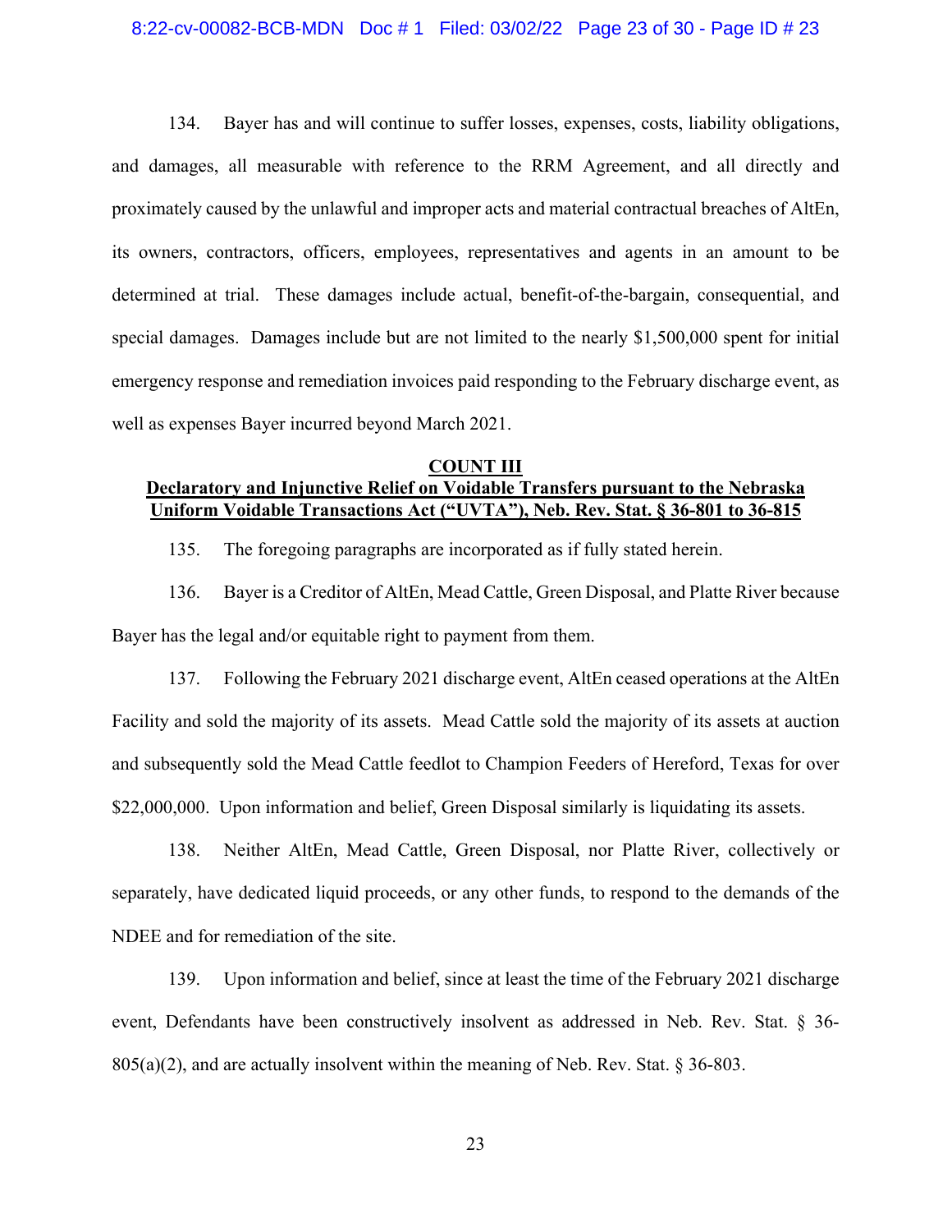134. Bayer has and will continue to suffer losses, expenses, costs, liability obligations, and damages, all measurable with reference to the RRM Agreement, and all directly and proximately caused by the unlawful and improper acts and material contractual breaches of AltEn, its owners, contractors, officers, employees, representatives and agents in an amount to be determined at trial. These damages include actual, benefit-of-the-bargain, consequential, and special damages. Damages include but are not limited to the nearly $1,500,000 spent for initial emergency response and remediation invoices paid responding to the February discharge event, as well as expenses Bayer incurred beyond March 2021.

**COUNT III**
**Declaratory and Injunctive Relief on Voidable Transfers pursuant to the Nebraska Uniform Voidable Transactions Act ("UVTA"), Neb. Rev. Stat. § 36-801 to 36-815**

135. The foregoing paragraphs are incorporated as if fully stated herein.

136. Bayer is a Creditor of AltEn, Mead Cattle, Green Disposal, and Platte River because Bayer has the legal and/or equitable right to payment from them.

137. Following the February 2021 discharge event, AltEn ceased operations at the AltEn Facility and sold the majority of its assets. Mead Cattle sold the majority of its assets at auction and subsequently sold the Mead Cattle feedlot to Champion Feeders of Hereford, Texas for over $22,000,000. Upon information and belief, Green Disposal similarly is liquidating its assets.

138. Neither AltEn, Mead Cattle, Green Disposal, nor Platte River, collectively or separately, have dedicated liquid proceeds, or any other funds, to respond to the demands of the NDEE and for remediation of the site.

139. Upon information and belief, since at least the time of the February 2021 discharge event, Defendants have been constructively insolvent as addressed in Neb. Rev. Stat. § 36-805(a)(2), and are actually insolvent within the meaning of Neb. Rev. Stat. § 36-803.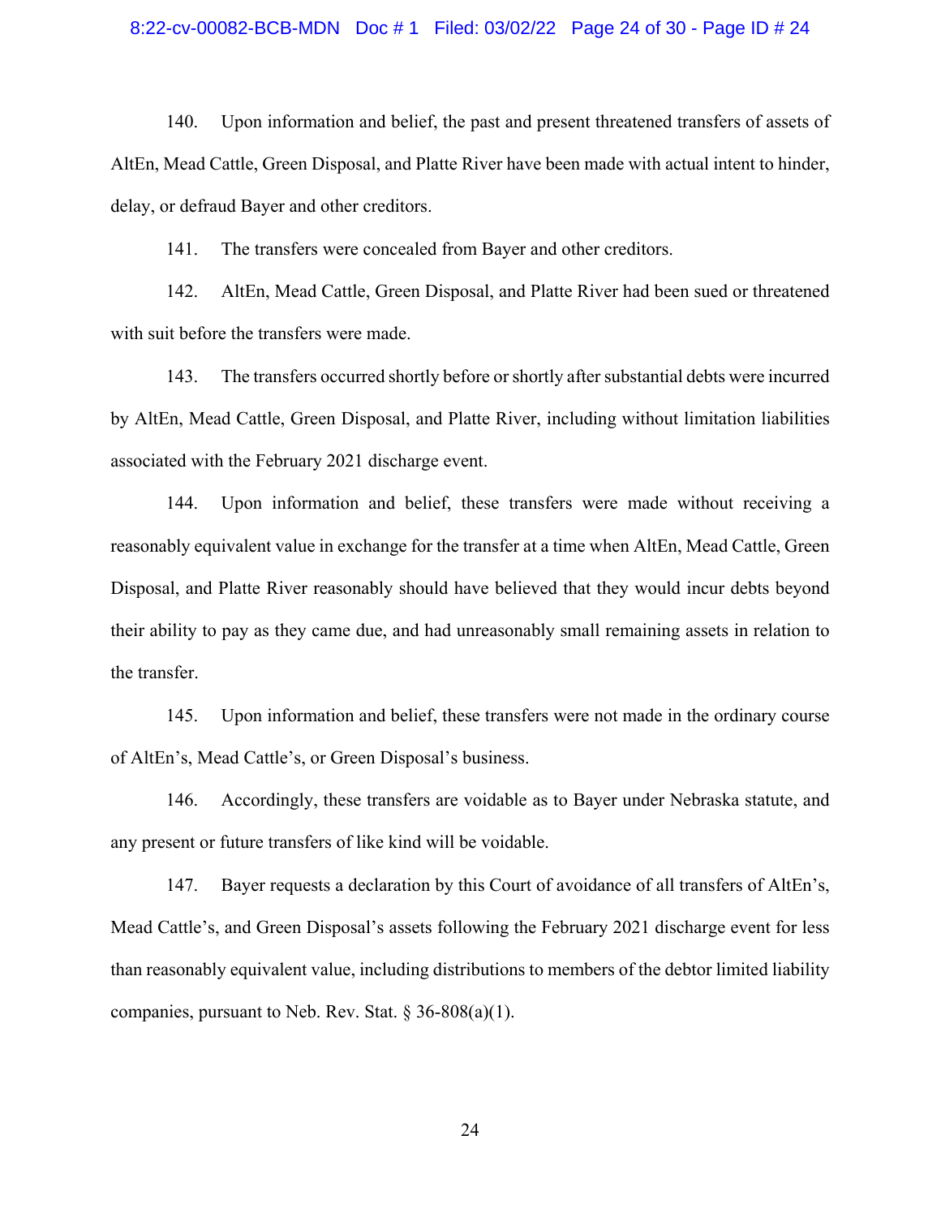140. Upon information and belief, the past and present threatened transfers of assets of AltEn, Mead Cattle, Green Disposal, and Platte River have been made with actual intent to hinder, delay, or defraud Bayer and other creditors.

141. The transfers were concealed from Bayer and other creditors.

142. AltEn, Mead Cattle, Green Disposal, and Platte River had been sued or threatened with suit before the transfers were made.

143. The transfers occurred shortly before or shortly after substantial debts were incurred by AltEn, Mead Cattle, Green Disposal, and Platte River, including without limitation liabilities associated with the February 2021 discharge event.

144. Upon information and belief, these transfers were made without receiving a reasonably equivalent value in exchange for the transfer at a time when AltEn, Mead Cattle, Green Disposal, and Platte River reasonably should have believed that they would incur debts beyond their ability to pay as they came due, and had unreasonably small remaining assets in relation to the transfer.

145. Upon information and belief, these transfers were not made in the ordinary course of AltEn's, Mead Cattle's, or Green Disposal's business.

146. Accordingly, these transfers are voidable as to Bayer under Nebraska statute, and any present or future transfers of like kind will be voidable.

147. Bayer requests a declaration by this Court of avoidance of all transfers of AltEn's, Mead Cattle's, and Green Disposal's assets following the February 2021 discharge event for less than reasonably equivalent value, including distributions to members of the debtor limited liability companies, pursuant to Neb. Rev. Stat. § 36-808(a)(1).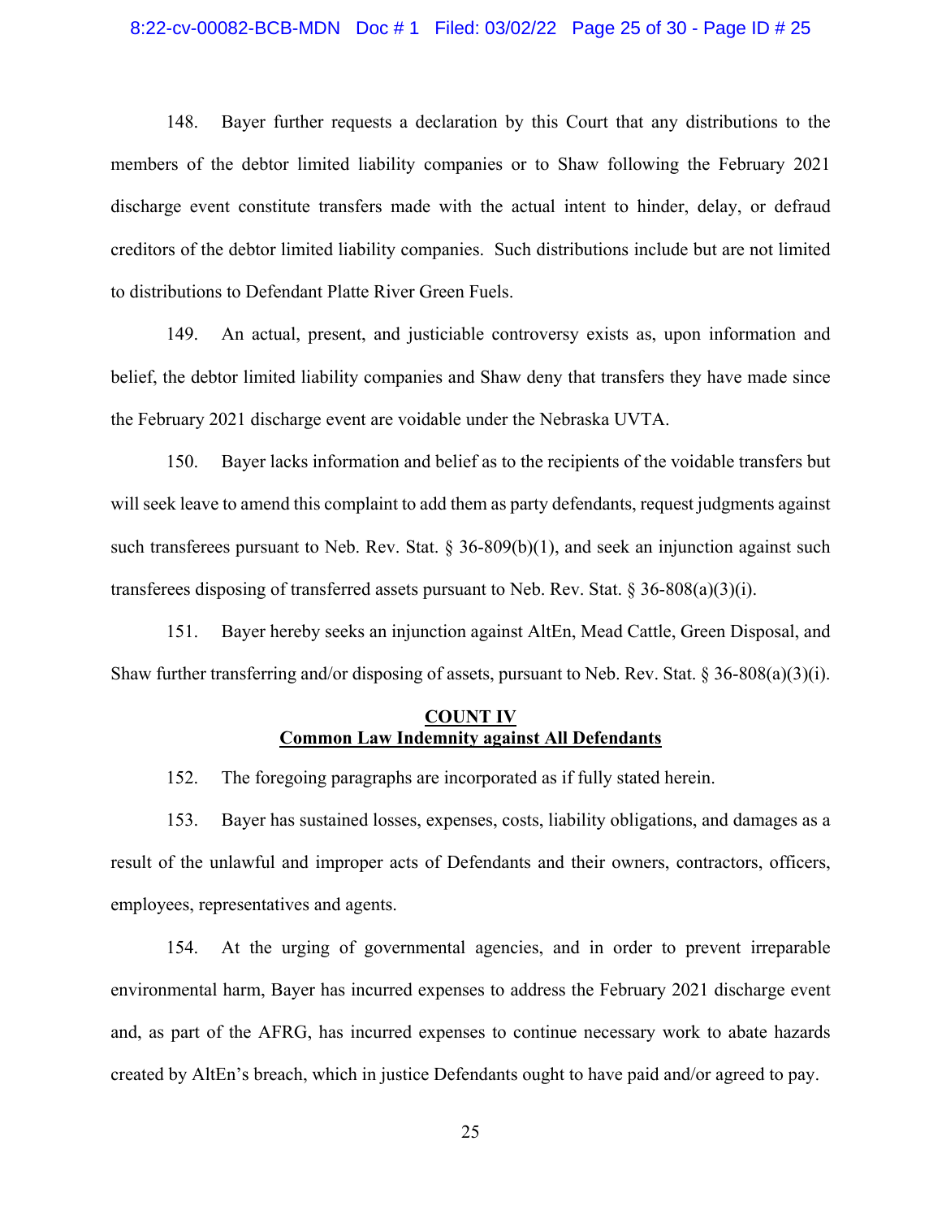148. Bayer further requests a declaration by this Court that any distributions to the members of the debtor limited liability companies or to Shaw following the February 2021 discharge event constitute transfers made with the actual intent to hinder, delay, or defraud creditors of the debtor limited liability companies. Such distributions include but are not limited to distributions to Defendant Platte River Green Fuels.

149. An actual, present, and justiciable controversy exists as, upon information and belief, the debtor limited liability companies and Shaw deny that transfers they have made since the February 2021 discharge event are voidable under the Nebraska UVTA.

150. Bayer lacks information and belief as to the recipients of the voidable transfers but will seek leave to amend this complaint to add them as party defendants, request judgments against such transferees pursuant to Neb. Rev. Stat. § 36-809(b)(1), and seek an injunction against such transferees disposing of transferred assets pursuant to Neb. Rev. Stat. § 36-808(a)(3)(i).

151. Bayer hereby seeks an injunction against AltEn, Mead Cattle, Green Disposal, and Shaw further transferring and/or disposing of assets, pursuant to Neb. Rev. Stat. § 36-808(a)(3)(i).

## COUNT IV
## Common Law Indemnity against All Defendants

152. The foregoing paragraphs are incorporated as if fully stated herein.

153. Bayer has sustained losses, expenses, costs, liability obligations, and damages as a result of the unlawful and improper acts of Defendants and their owners, contractors, officers, employees, representatives and agents.

154. At the urging of governmental agencies, and in order to prevent irreparable environmental harm, Bayer has incurred expenses to address the February 2021 discharge event and, as part of the AFRG, has incurred expenses to continue necessary work to abate hazards created by AltEn's breach, which in justice Defendants ought to have paid and/or agreed to pay.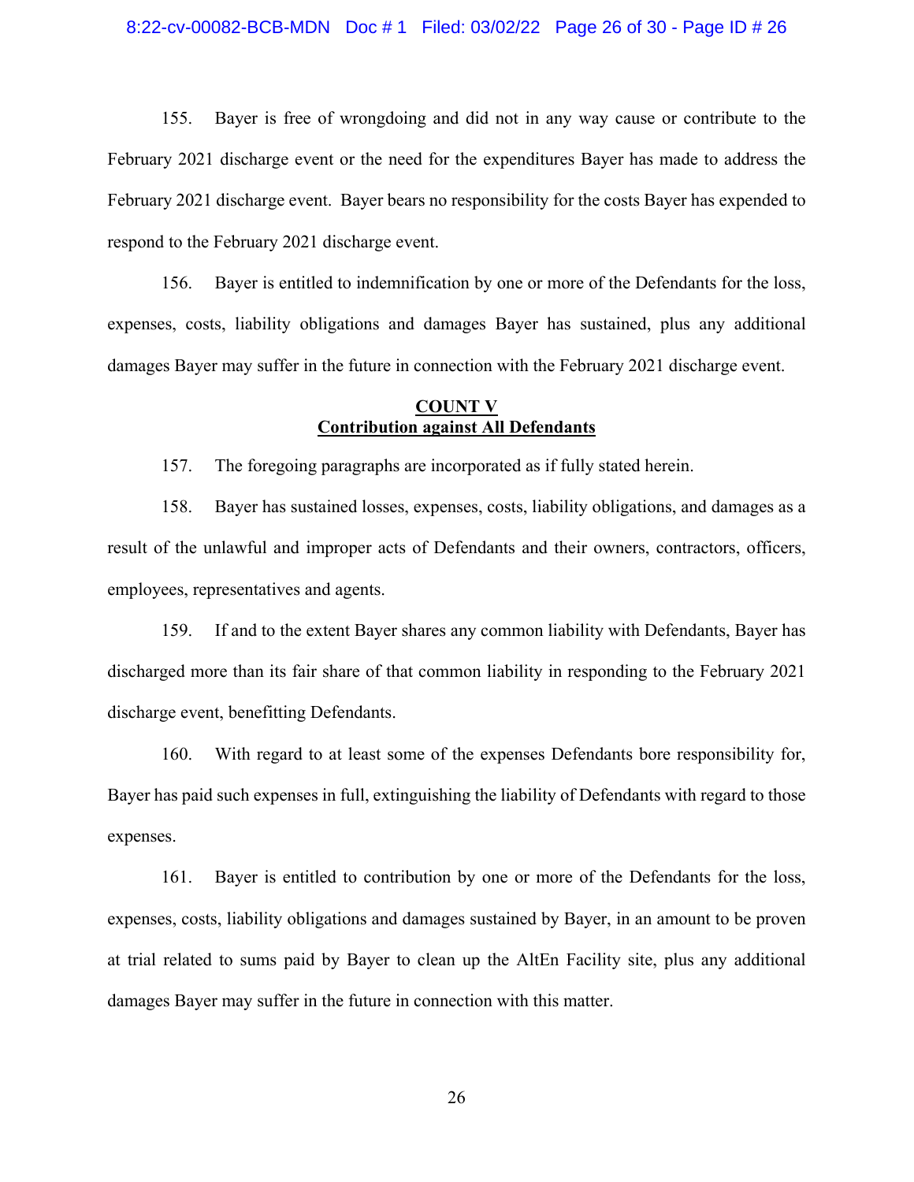155. Bayer is free of wrongdoing and did not in any way cause or contribute to the February 2021 discharge event or the need for the expenditures Bayer has made to address the February 2021 discharge event. Bayer bears no responsibility for the costs Bayer has expended to respond to the February 2021 discharge event.

156. Bayer is entitled to indemnification by one or more of the Defendants for the loss, expenses, costs, liability obligations and damages Bayer has sustained, plus any additional damages Bayer may suffer in the future in connection with the February 2021 discharge event.

## COUNT V
## Contribution against All Defendants

157. The foregoing paragraphs are incorporated as if fully stated herein.

158. Bayer has sustained losses, expenses, costs, liability obligations, and damages as a result of the unlawful and improper acts of Defendants and their owners, contractors, officers, employees, representatives and agents.

159. If and to the extent Bayer shares any common liability with Defendants, Bayer has discharged more than its fair share of that common liability in responding to the February 2021 discharge event, benefitting Defendants.

160. With regard to at least some of the expenses Defendants bore responsibility for, Bayer has paid such expenses in full, extinguishing the liability of Defendants with regard to those expenses.

161. Bayer is entitled to contribution by one or more of the Defendants for the loss, expenses, costs, liability obligations and damages sustained by Bayer, in an amount to be proven at trial related to sums paid by Bayer to clean up the AltEn Facility site, plus any additional damages Bayer may suffer in the future in connection with this matter.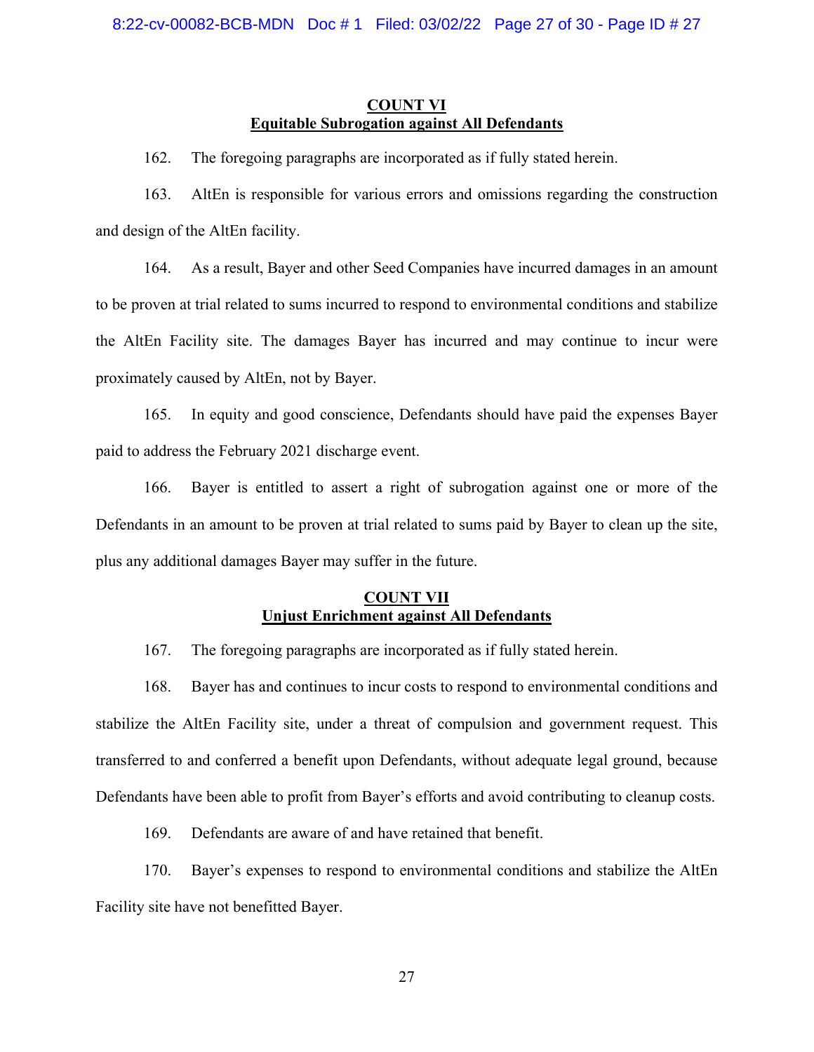**COUNT VI**
**Equitable Subrogation against All Defendants**

162. The foregoing paragraphs are incorporated as if fully stated herein.

163. AltEn is responsible for various errors and omissions regarding the construction and design of the AltEn facility.

164. As a result, Bayer and other Seed Companies have incurred damages in an amount to be proven at trial related to sums incurred to respond to environmental conditions and stabilize the AltEn Facility site. The damages Bayer has incurred and may continue to incur were proximately caused by AltEn, not by Bayer.

165. In equity and good conscience, Defendants should have paid the expenses Bayer paid to address the February 2021 discharge event.

166. Bayer is entitled to assert a right of subrogation against one or more of the Defendants in an amount to be proven at trial related to sums paid by Bayer to clean up the site, plus any additional damages Bayer may suffer in the future.

**COUNT VII**
**Unjust Enrichment against All Defendants**

167. The foregoing paragraphs are incorporated as if fully stated herein.

168. Bayer has and continues to incur costs to respond to environmental conditions and stabilize the AltEn Facility site, under a threat of compulsion and government request. This transferred to and conferred a benefit upon Defendants, without adequate legal ground, because Defendants have been able to profit from Bayer's efforts and avoid contributing to cleanup costs.

169. Defendants are aware of and have retained that benefit.

170. Bayer's expenses to respond to environmental conditions and stabilize the AltEn Facility site have not benefitted Bayer.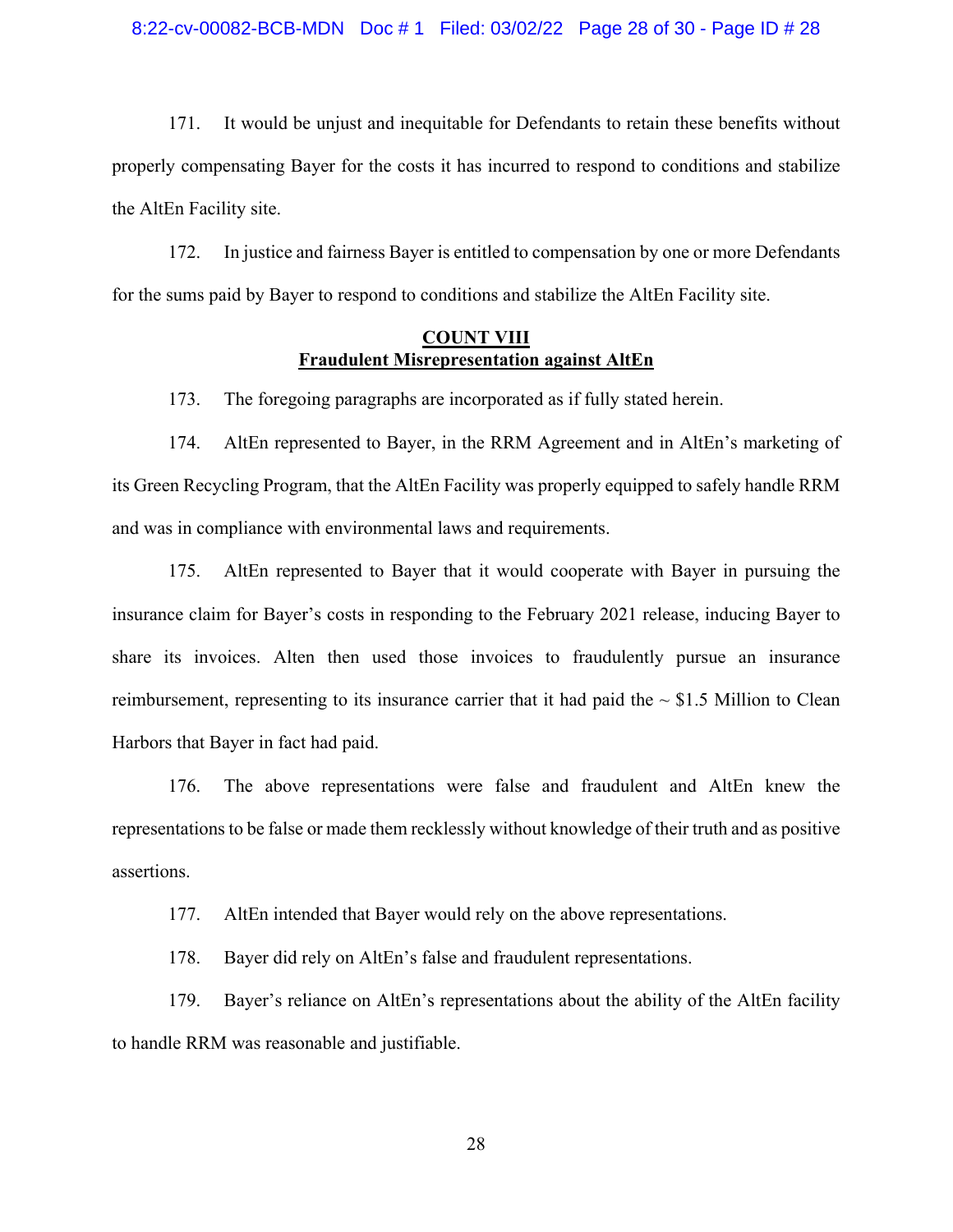171. It would be unjust and inequitable for Defendants to retain these benefits without properly compensating Bayer for the costs it has incurred to respond to conditions and stabilize the AltEn Facility site.

172. In justice and fairness Bayer is entitled to compensation by one or more Defendants for the sums paid by Bayer to respond to conditions and stabilize the AltEn Facility site.

**COUNT VIII**
**Fraudulent Misrepresentation against AltEn**

173. The foregoing paragraphs are incorporated as if fully stated herein.

174. AltEn represented to Bayer, in the RRM Agreement and in AltEn's marketing of its Green Recycling Program, that the AltEn Facility was properly equipped to safely handle RRM and was in compliance with environmental laws and requirements.

175. AltEn represented to Bayer that it would cooperate with Bayer in pursuing the insurance claim for Bayer's costs in responding to the February 2021 release, inducing Bayer to share its invoices. Alten then used those invoices to fraudulently pursue an insurance reimbursement, representing to its insurance carrier that it had paid the ~ $1.5 Million to Clean Harbors that Bayer in fact had paid.

176. The above representations were false and fraudulent and AltEn knew the representations to be false or made them recklessly without knowledge of their truth and as positive assertions.

177. AltEn intended that Bayer would rely on the above representations.

178. Bayer did rely on AltEn's false and fraudulent representations.

179. Bayer's reliance on AltEn's representations about the ability of the AltEn facility to handle RRM was reasonable and justifiable.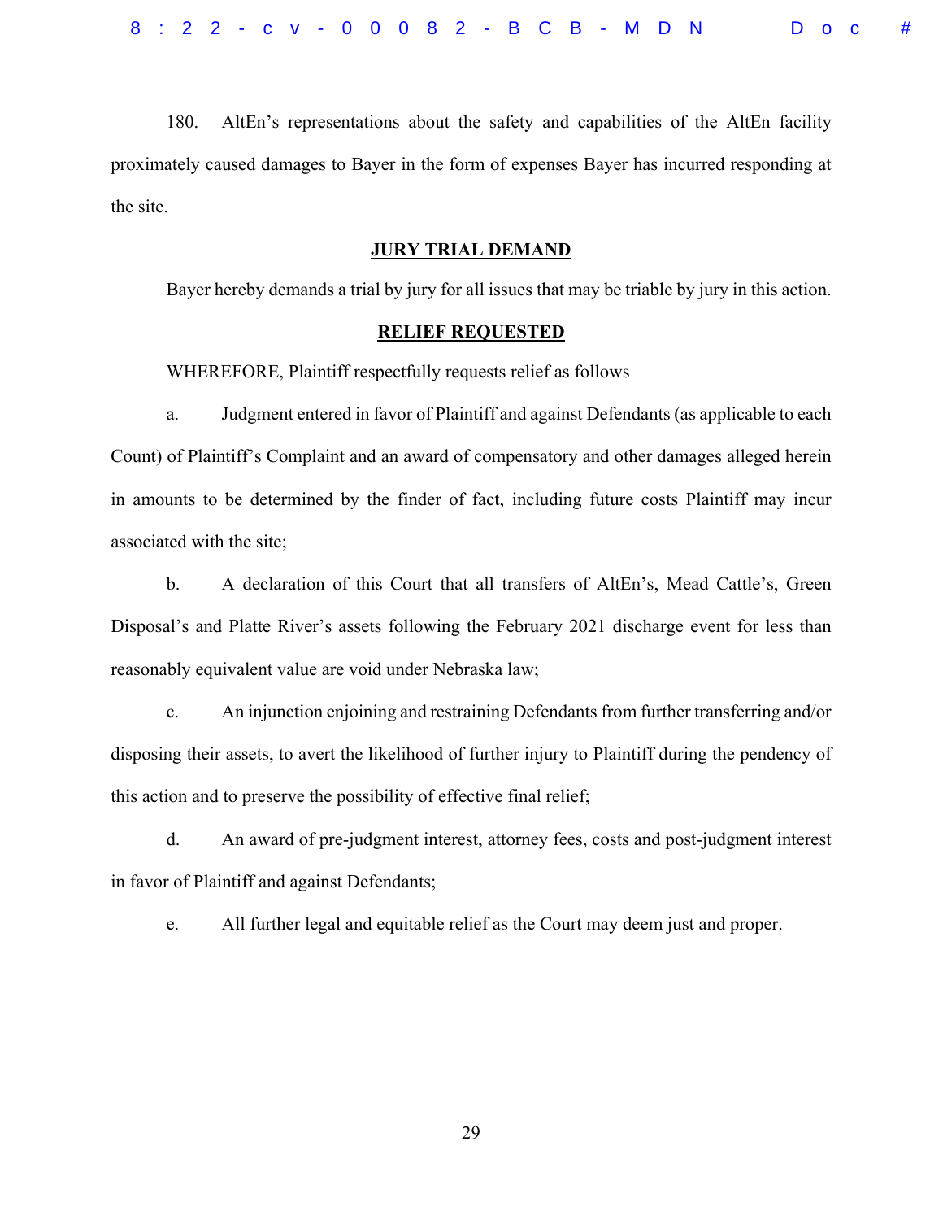180. AltEn's representations about the safety and capabilities of the AltEn facility proximately caused damages to Bayer in the form of expenses Bayer has incurred responding at the site.

## JURY TRIAL DEMAND

Bayer hereby demands a trial by jury for all issues that may be triable by jury in this action.

## RELIEF REQUESTED

WHEREFORE, Plaintiff respectfully requests relief as follows

a. Judgment entered in favor of Plaintiff and against Defendants (as applicable to each Count) of Plaintiff's Complaint and an award of compensatory and other damages alleged herein in amounts to be determined by the finder of fact, including future costs Plaintiff may incur associated with the site;

b. A declaration of this Court that all transfers of AltEn's, Mead Cattle's, Green Disposal's and Platte River's assets following the February 2021 discharge event for less than reasonably equivalent value are void under Nebraska law;

c. An injunction enjoining and restraining Defendants from further transferring and/or disposing their assets, to avert the likelihood of further injury to Plaintiff during the pendency of this action and to preserve the possibility of effective final relief;

d. An award of pre-judgment interest, attorney fees, costs and post-judgment interest in favor of Plaintiff and against Defendants;

e. All further legal and equitable relief as the Court may deem just and proper.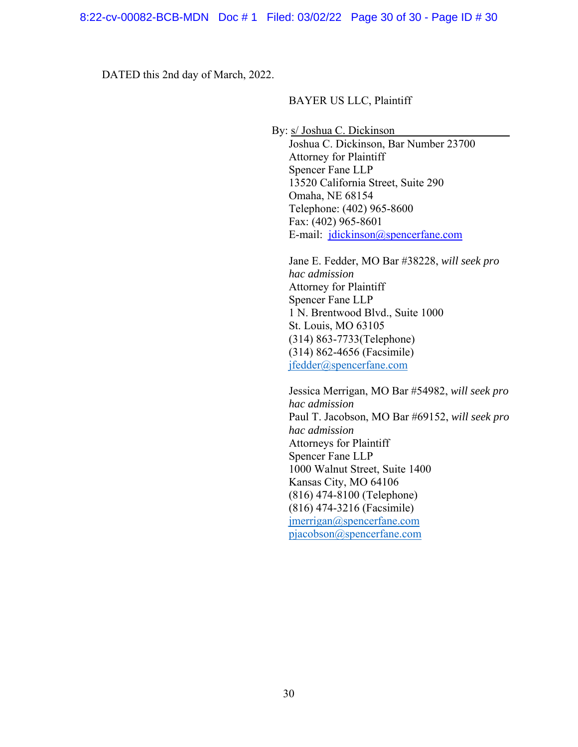DATED this 2nd day of March, 2022.

BAYER US LLC, Plaintiff

By: s/ Joshua C. Dickinson
Joshua C. Dickinson, Bar Number 23700
Attorney for Plaintiff
Spencer Fane LLP
13520 California Street, Suite 290
Omaha, NE 68154
Telephone: (402) 965-8600
Fax: (402) 965-8601
E-mail: jdickinson@spencerfane.com

Jane E. Fedder, MO Bar #38228, *will seek pro hac admission*
Attorney for Plaintiff
Spencer Fane LLP
1 N. Brentwood Blvd., Suite 1000
St. Louis, MO 63105
(314) 863-7733(Telephone)
(314) 862-4656 (Facsimile)
jfedder@spencerfane.com

Jessica Merrigan, MO Bar #54982, *will seek pro hac admission*
Paul T. Jacobson, MO Bar #69152, *will seek pro hac admission*
Attorneys for Plaintiff
Spencer Fane LLP
1000 Walnut Street, Suite 1400
Kansas City, MO 64106
(816) 474-8100 (Telephone)
(816) 474-3216 (Facsimile)
jmerrigan@spencerfane.com
pjacobson@spencerfane.com